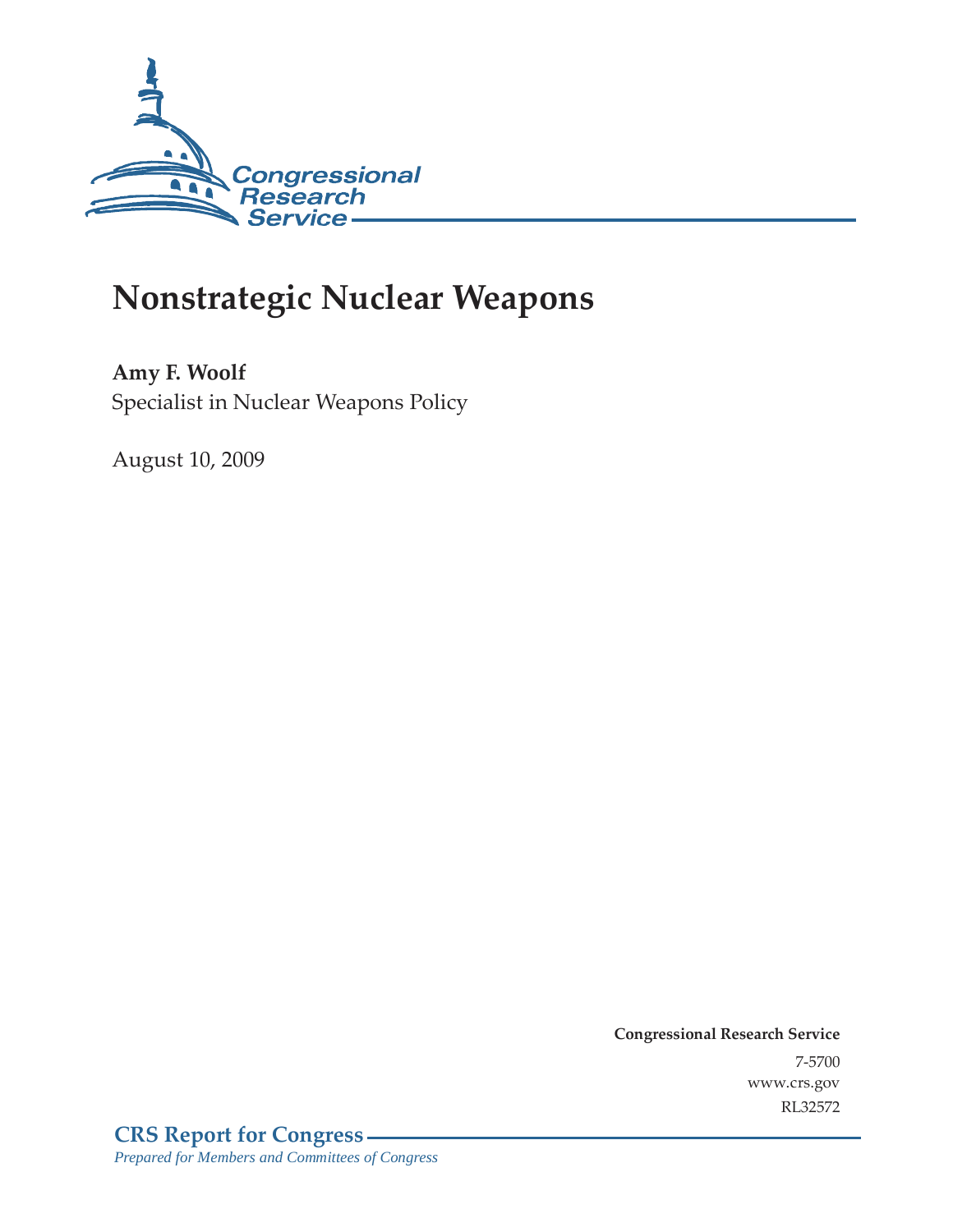Congressional Research Service

# Nonstrategic Nuclear Weapons

**Amy F. Woolf**
Specialist in Nuclear Weapons Policy

August 10, 2009

**Congressional Research Service**
7-5700
www.crs.gov
RL32572

**CRS Report for Congress**
*Prepared for Members and Committees of Congress*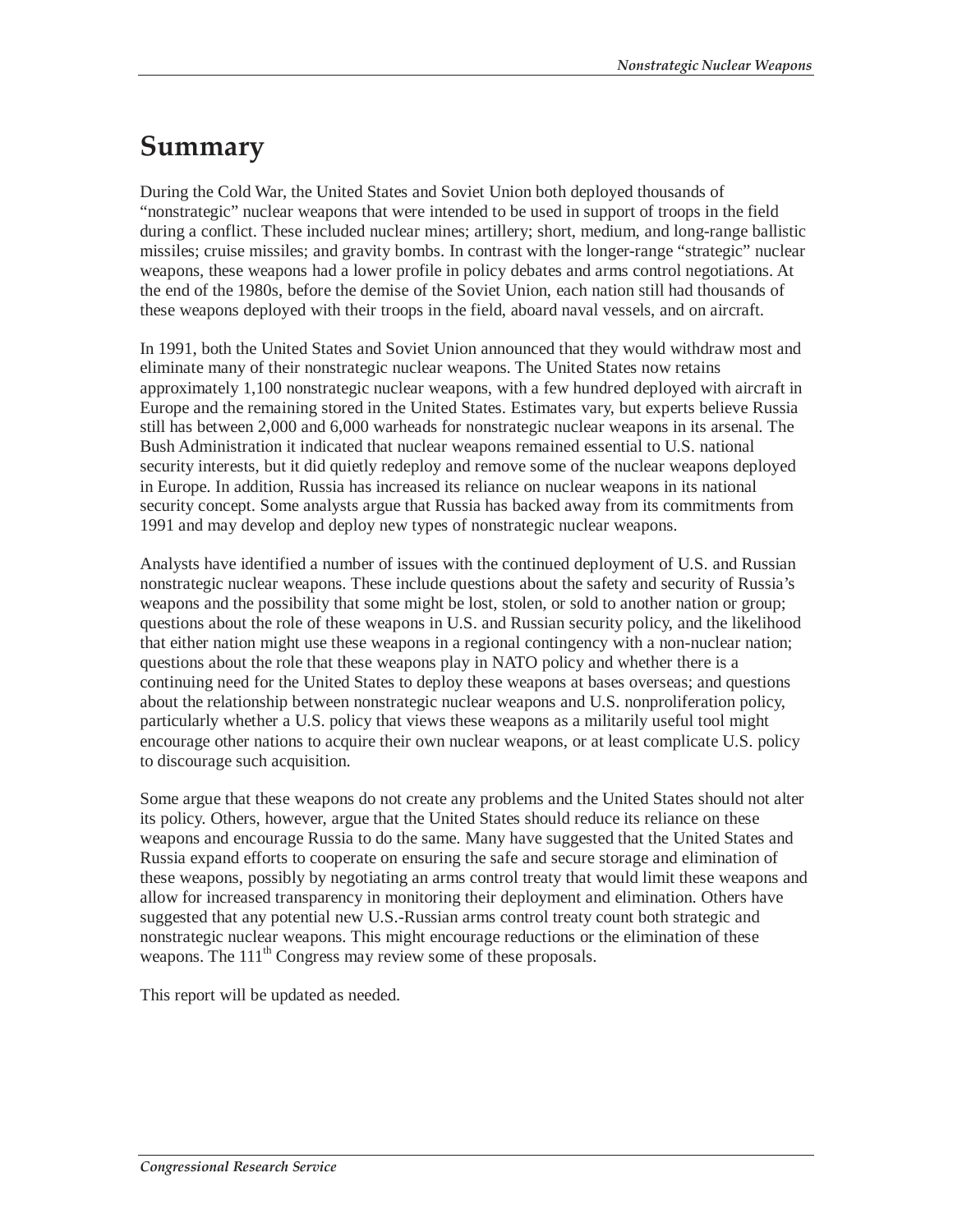# Summary

During the Cold War, the United States and Soviet Union both deployed thousands of "nonstrategic" nuclear weapons that were intended to be used in support of troops in the field during a conflict. These included nuclear mines; artillery; short, medium, and long-range ballistic missiles; cruise missiles; and gravity bombs. In contrast with the longer-range "strategic" nuclear weapons, these weapons had a lower profile in policy debates and arms control negotiations. At the end of the 1980s, before the demise of the Soviet Union, each nation still had thousands of these weapons deployed with their troops in the field, aboard naval vessels, and on aircraft.

In 1991, both the United States and Soviet Union announced that they would withdraw most and eliminate many of their nonstrategic nuclear weapons. The United States now retains approximately 1,100 nonstrategic nuclear weapons, with a few hundred deployed with aircraft in Europe and the remaining stored in the United States. Estimates vary, but experts believe Russia still has between 2,000 and 6,000 warheads for nonstrategic nuclear weapons in its arsenal. The Bush Administration it indicated that nuclear weapons remained essential to U.S. national security interests, but it did quietly redeploy and remove some of the nuclear weapons deployed in Europe. In addition, Russia has increased its reliance on nuclear weapons in its national security concept. Some analysts argue that Russia has backed away from its commitments from 1991 and may develop and deploy new types of nonstrategic nuclear weapons.

Analysts have identified a number of issues with the continued deployment of U.S. and Russian nonstrategic nuclear weapons. These include questions about the safety and security of Russia's weapons and the possibility that some might be lost, stolen, or sold to another nation or group; questions about the role of these weapons in U.S. and Russian security policy, and the likelihood that either nation might use these weapons in a regional contingency with a non-nuclear nation; questions about the role that these weapons play in NATO policy and whether there is a continuing need for the United States to deploy these weapons at bases overseas; and questions about the relationship between nonstrategic nuclear weapons and U.S. nonproliferation policy, particularly whether a U.S. policy that views these weapons as a militarily useful tool might encourage other nations to acquire their own nuclear weapons, or at least complicate U.S. policy to discourage such acquisition.

Some argue that these weapons do not create any problems and the United States should not alter its policy. Others, however, argue that the United States should reduce its reliance on these weapons and encourage Russia to do the same. Many have suggested that the United States and Russia expand efforts to cooperate on ensuring the safe and secure storage and elimination of these weapons, possibly by negotiating an arms control treaty that would limit these weapons and allow for increased transparency in monitoring their deployment and elimination. Others have suggested that any potential new U.S.-Russian arms control treaty count both strategic and nonstrategic nuclear weapons. This might encourage reductions or the elimination of these weapons. The 111th Congress may review some of these proposals.

This report will be updated as needed.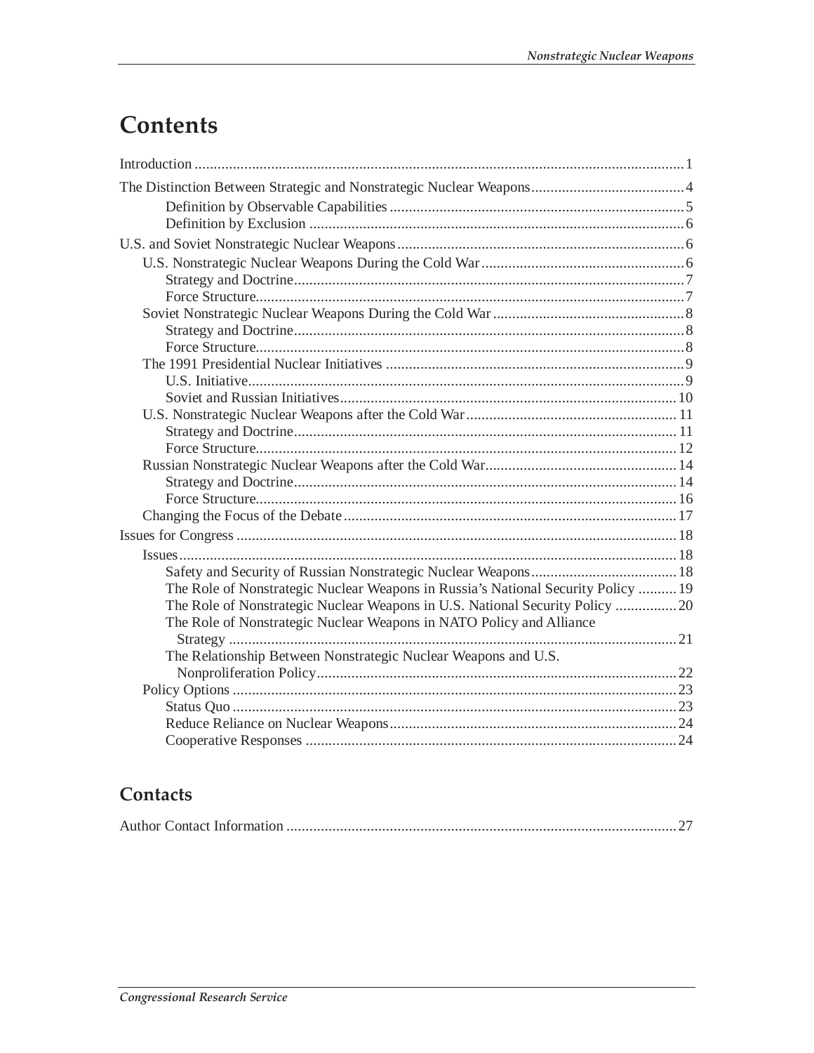# Contents

Introduction ..... 1

The Distinction Between Strategic and Nonstrategic Nuclear Weapons ..... 4

- Definition by Observable Capabilities ..... 5
- Definition by Exclusion ..... 6

U.S. and Soviet Nonstrategic Nuclear Weapons ..... 6

- U.S. Nonstrategic Nuclear Weapons During the Cold War ..... 6
  - Strategy and Doctrine ..... 7
  - Force Structure ..... 7
- Soviet Nonstrategic Nuclear Weapons During the Cold War ..... 8
  - Strategy and Doctrine ..... 8
  - Force Structure ..... 8
- The 1991 Presidential Nuclear Initiatives ..... 9
  - U.S. Initiative ..... 9
  - Soviet and Russian Initiatives ..... 10
- U.S. Nonstrategic Nuclear Weapons after the Cold War ..... 11
  - Strategy and Doctrine ..... 11
  - Force Structure ..... 12
- Russian Nonstrategic Nuclear Weapons after the Cold War ..... 14
  - Strategy and Doctrine ..... 14
  - Force Structure ..... 16
- Changing the Focus of the Debate ..... 17

Issues for Congress ..... 18

- Issues ..... 18
  - Safety and Security of Russian Nonstrategic Nuclear Weapons ..... 18
  - The Role of Nonstrategic Nuclear Weapons in Russia's National Security Policy ..... 19
  - The Role of Nonstrategic Nuclear Weapons in U.S. National Security Policy ..... 20
  - The Role of Nonstrategic Nuclear Weapons in NATO Policy and Alliance Strategy ..... 21
  - The Relationship Between Nonstrategic Nuclear Weapons and U.S. Nonproliferation Policy ..... 22
- Policy Options ..... 23
  - Status Quo ..... 23
  - Reduce Reliance on Nuclear Weapons ..... 24
  - Cooperative Responses ..... 24

## Contacts

Author Contact Information ..... 27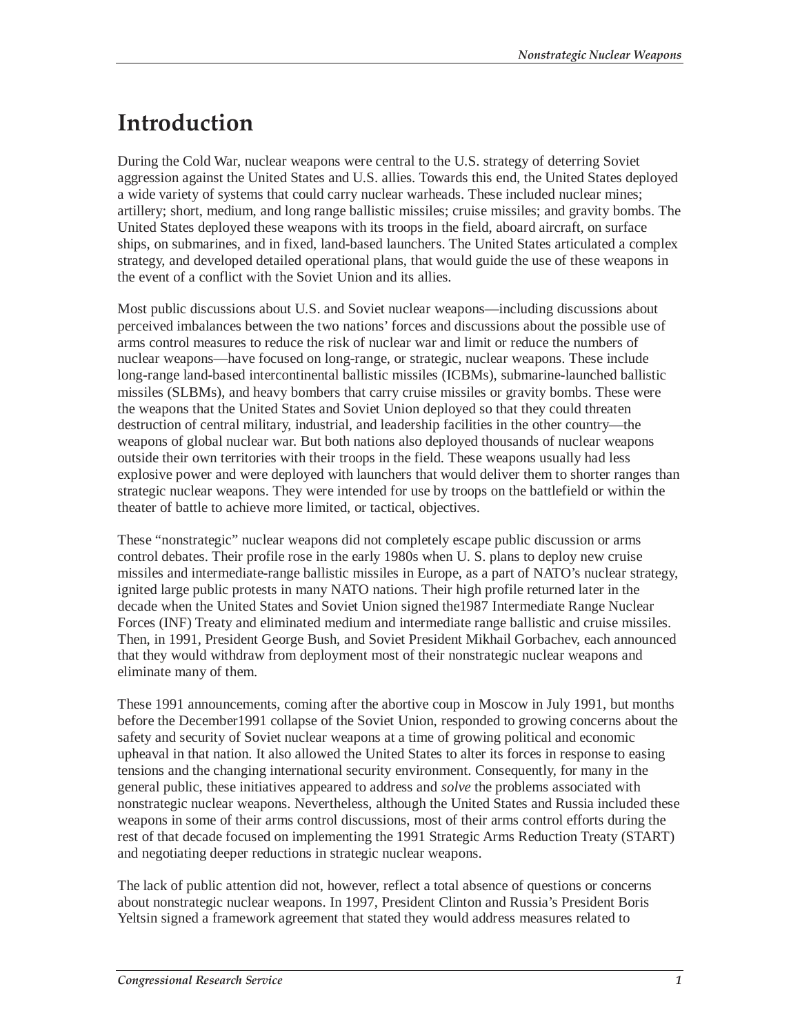# Introduction

During the Cold War, nuclear weapons were central to the U.S. strategy of deterring Soviet aggression against the United States and U.S. allies. Towards this end, the United States deployed a wide variety of systems that could carry nuclear warheads. These included nuclear mines; artillery; short, medium, and long range ballistic missiles; cruise missiles; and gravity bombs. The United States deployed these weapons with its troops in the field, aboard aircraft, on surface ships, on submarines, and in fixed, land-based launchers. The United States articulated a complex strategy, and developed detailed operational plans, that would guide the use of these weapons in the event of a conflict with the Soviet Union and its allies.

Most public discussions about U.S. and Soviet nuclear weapons—including discussions about perceived imbalances between the two nations' forces and discussions about the possible use of arms control measures to reduce the risk of nuclear war and limit or reduce the numbers of nuclear weapons—have focused on long-range, or strategic, nuclear weapons. These include long-range land-based intercontinental ballistic missiles (ICBMs), submarine-launched ballistic missiles (SLBMs), and heavy bombers that carry cruise missiles or gravity bombs. These were the weapons that the United States and Soviet Union deployed so that they could threaten destruction of central military, industrial, and leadership facilities in the other country—the weapons of global nuclear war. But both nations also deployed thousands of nuclear weapons outside their own territories with their troops in the field. These weapons usually had less explosive power and were deployed with launchers that would deliver them to shorter ranges than strategic nuclear weapons. They were intended for use by troops on the battlefield or within the theater of battle to achieve more limited, or tactical, objectives.

These "nonstrategic" nuclear weapons did not completely escape public discussion or arms control debates. Their profile rose in the early 1980s when U. S. plans to deploy new cruise missiles and intermediate-range ballistic missiles in Europe, as a part of NATO's nuclear strategy, ignited large public protests in many NATO nations. Their high profile returned later in the decade when the United States and Soviet Union signed the1987 Intermediate Range Nuclear Forces (INF) Treaty and eliminated medium and intermediate range ballistic and cruise missiles. Then, in 1991, President George Bush, and Soviet President Mikhail Gorbachev, each announced that they would withdraw from deployment most of their nonstrategic nuclear weapons and eliminate many of them.

These 1991 announcements, coming after the abortive coup in Moscow in July 1991, but months before the December1991 collapse of the Soviet Union, responded to growing concerns about the safety and security of Soviet nuclear weapons at a time of growing political and economic upheaval in that nation. It also allowed the United States to alter its forces in response to easing tensions and the changing international security environment. Consequently, for many in the general public, these initiatives appeared to address and *solve* the problems associated with nonstrategic nuclear weapons. Nevertheless, although the United States and Russia included these weapons in some of their arms control discussions, most of their arms control efforts during the rest of that decade focused on implementing the 1991 Strategic Arms Reduction Treaty (START) and negotiating deeper reductions in strategic nuclear weapons.

The lack of public attention did not, however, reflect a total absence of questions or concerns about nonstrategic nuclear weapons. In 1997, President Clinton and Russia's President Boris Yeltsin signed a framework agreement that stated they would address measures related to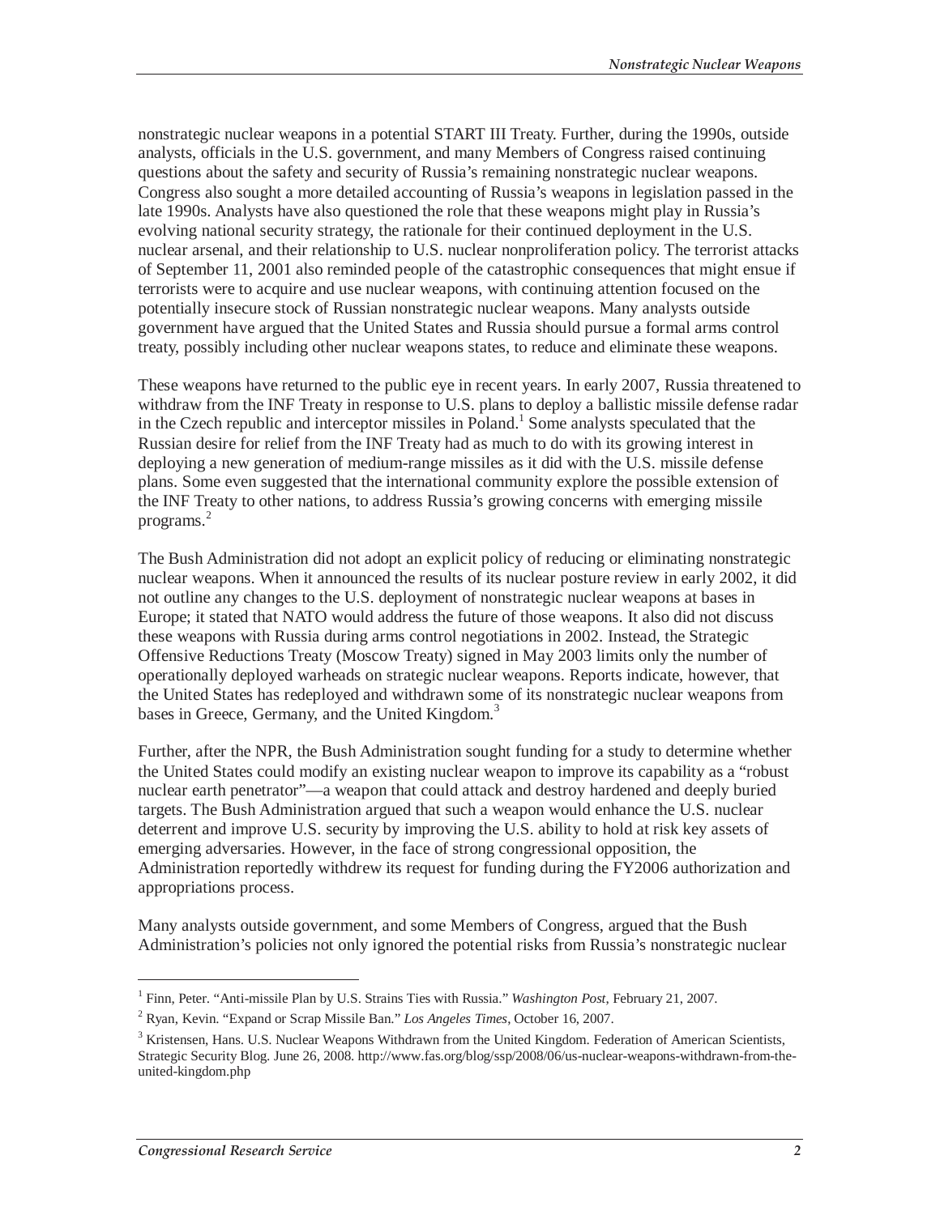nonstrategic nuclear weapons in a potential START III Treaty. Further, during the 1990s, outside analysts, officials in the U.S. government, and many Members of Congress raised continuing questions about the safety and security of Russia's remaining nonstrategic nuclear weapons. Congress also sought a more detailed accounting of Russia's weapons in legislation passed in the late 1990s. Analysts have also questioned the role that these weapons might play in Russia's evolving national security strategy, the rationale for their continued deployment in the U.S. nuclear arsenal, and their relationship to U.S. nuclear nonproliferation policy. The terrorist attacks of September 11, 2001 also reminded people of the catastrophic consequences that might ensue if terrorists were to acquire and use nuclear weapons, with continuing attention focused on the potentially insecure stock of Russian nonstrategic nuclear weapons. Many analysts outside government have argued that the United States and Russia should pursue a formal arms control treaty, possibly including other nuclear weapons states, to reduce and eliminate these weapons.

These weapons have returned to the public eye in recent years. In early 2007, Russia threatened to withdraw from the INF Treaty in response to U.S. plans to deploy a ballistic missile defense radar in the Czech republic and interceptor missiles in Poland.[1] Some analysts speculated that the Russian desire for relief from the INF Treaty had as much to do with its growing interest in deploying a new generation of medium-range missiles as it did with the U.S. missile defense plans. Some even suggested that the international community explore the possible extension of the INF Treaty to other nations, to address Russia's growing concerns with emerging missile programs.[2]

The Bush Administration did not adopt an explicit policy of reducing or eliminating nonstrategic nuclear weapons. When it announced the results of its nuclear posture review in early 2002, it did not outline any changes to the U.S. deployment of nonstrategic nuclear weapons at bases in Europe; it stated that NATO would address the future of those weapons. It also did not discuss these weapons with Russia during arms control negotiations in 2002. Instead, the Strategic Offensive Reductions Treaty (Moscow Treaty) signed in May 2003 limits only the number of operationally deployed warheads on strategic nuclear weapons. Reports indicate, however, that the United States has redeployed and withdrawn some of its nonstrategic nuclear weapons from bases in Greece, Germany, and the United Kingdom.[3]

Further, after the NPR, the Bush Administration sought funding for a study to determine whether the United States could modify an existing nuclear weapon to improve its capability as a "robust nuclear earth penetrator"—a weapon that could attack and destroy hardened and deeply buried targets. The Bush Administration argued that such a weapon would enhance the U.S. nuclear deterrent and improve U.S. security by improving the U.S. ability to hold at risk key assets of emerging adversaries. However, in the face of strong congressional opposition, the Administration reportedly withdrew its request for funding during the FY2006 authorization and appropriations process.

Many analysts outside government, and some Members of Congress, argued that the Bush Administration's policies not only ignored the potential risks from Russia's nonstrategic nuclear

---

[1] Finn, Peter. "Anti-missile Plan by U.S. Strains Ties with Russia." *Washington Post*, February 21, 2007.

[2] Ryan, Kevin. "Expand or Scrap Missile Ban." *Los Angeles Times*, October 16, 2007.

[3] Kristensen, Hans. U.S. Nuclear Weapons Withdrawn from the United Kingdom. Federation of American Scientists, Strategic Security Blog. June 26, 2008. http://www.fas.org/blog/ssp/2008/06/us-nuclear-weapons-withdrawn-from-the-united-kingdom.php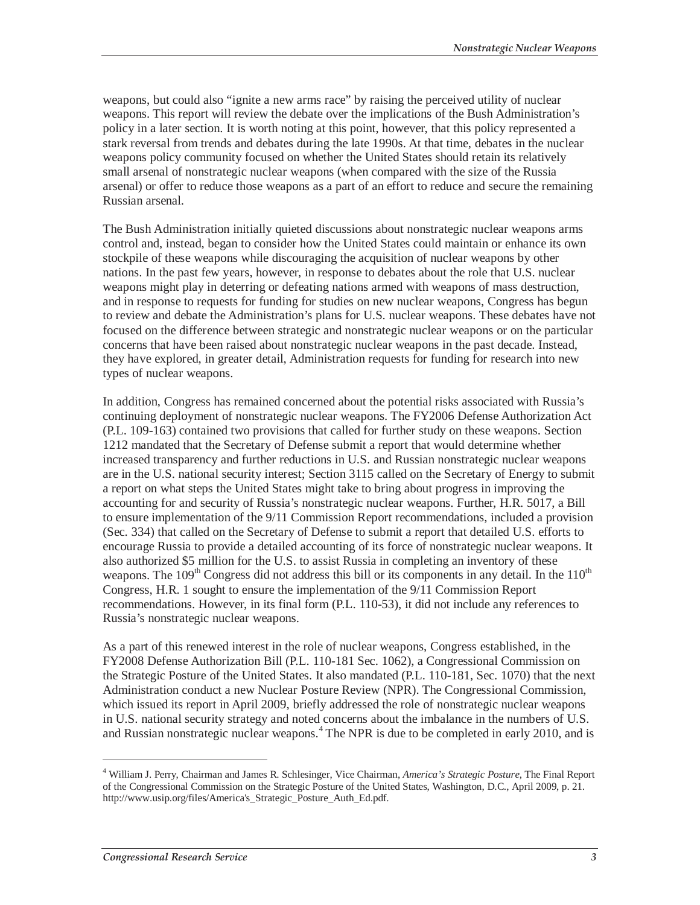weapons, but could also "ignite a new arms race" by raising the perceived utility of nuclear weapons. This report will review the debate over the implications of the Bush Administration's policy in a later section. It is worth noting at this point, however, that this policy represented a stark reversal from trends and debates during the late 1990s. At that time, debates in the nuclear weapons policy community focused on whether the United States should retain its relatively small arsenal of nonstrategic nuclear weapons (when compared with the size of the Russia arsenal) or offer to reduce those weapons as a part of an effort to reduce and secure the remaining Russian arsenal.

The Bush Administration initially quieted discussions about nonstrategic nuclear weapons arms control and, instead, began to consider how the United States could maintain or enhance its own stockpile of these weapons while discouraging the acquisition of nuclear weapons by other nations. In the past few years, however, in response to debates about the role that U.S. nuclear weapons might play in deterring or defeating nations armed with weapons of mass destruction, and in response to requests for funding for studies on new nuclear weapons, Congress has begun to review and debate the Administration's plans for U.S. nuclear weapons. These debates have not focused on the difference between strategic and nonstrategic nuclear weapons or on the particular concerns that have been raised about nonstrategic nuclear weapons in the past decade. Instead, they have explored, in greater detail, Administration requests for funding for research into new types of nuclear weapons.

In addition, Congress has remained concerned about the potential risks associated with Russia's continuing deployment of nonstrategic nuclear weapons. The FY2006 Defense Authorization Act (P.L. 109-163) contained two provisions that called for further study on these weapons. Section 1212 mandated that the Secretary of Defense submit a report that would determine whether increased transparency and further reductions in U.S. and Russian nonstrategic nuclear weapons are in the U.S. national security interest; Section 3115 called on the Secretary of Energy to submit a report on what steps the United States might take to bring about progress in improving the accounting for and security of Russia's nonstrategic nuclear weapons. Further, H.R. 5017, a Bill to ensure implementation of the 9/11 Commission Report recommendations, included a provision (Sec. 334) that called on the Secretary of Defense to submit a report that detailed U.S. efforts to encourage Russia to provide a detailed accounting of its force of nonstrategic nuclear weapons. It also authorized $5 million for the U.S. to assist Russia in completing an inventory of these weapons. The 109th Congress did not address this bill or its components in any detail. In the 110th Congress, H.R. 1 sought to ensure the implementation of the 9/11 Commission Report recommendations. However, in its final form (P.L. 110-53), it did not include any references to Russia's nonstrategic nuclear weapons.

As a part of this renewed interest in the role of nuclear weapons, Congress established, in the FY2008 Defense Authorization Bill (P.L. 110-181 Sec. 1062), a Congressional Commission on the Strategic Posture of the United States. It also mandated (P.L. 110-181, Sec. 1070) that the next Administration conduct a new Nuclear Posture Review (NPR). The Congressional Commission, which issued its report in April 2009, briefly addressed the role of nonstrategic nuclear weapons in U.S. national security strategy and noted concerns about the imbalance in the numbers of U.S. and Russian nonstrategic nuclear weapons.[4] The NPR is due to be completed in early 2010, and is

[4] William J. Perry, Chairman and James R. Schlesinger, Vice Chairman, *America's Strategic Posture*, The Final Report of the Congressional Commission on the Strategic Posture of the United States, Washington, D.C., April 2009, p. 21. http://www.usip.org/files/America's_Strategic_Posture_Auth_Ed.pdf.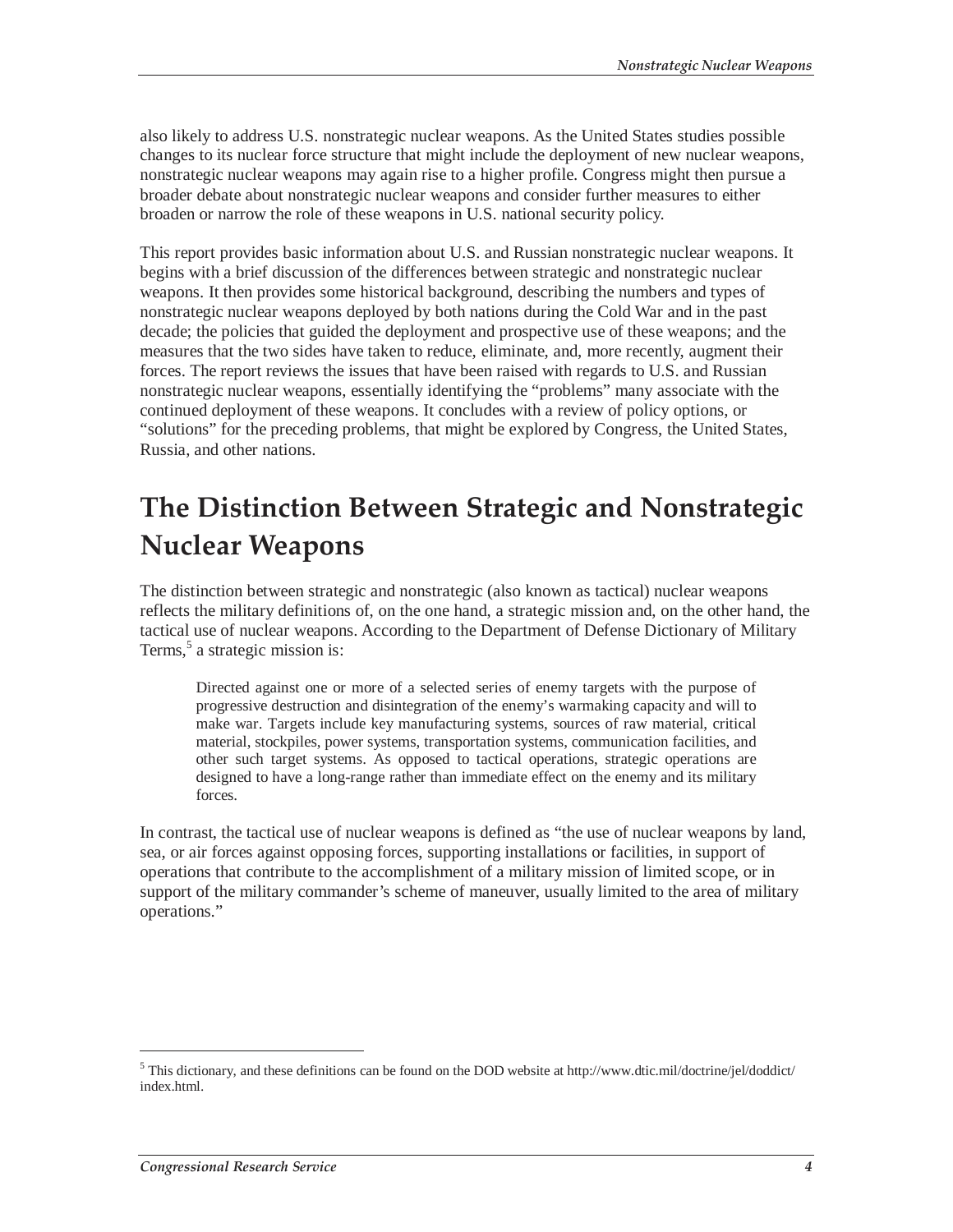also likely to address U.S. nonstrategic nuclear weapons. As the United States studies possible changes to its nuclear force structure that might include the deployment of new nuclear weapons, nonstrategic nuclear weapons may again rise to a higher profile. Congress might then pursue a broader debate about nonstrategic nuclear weapons and consider further measures to either broaden or narrow the role of these weapons in U.S. national security policy.

This report provides basic information about U.S. and Russian nonstrategic nuclear weapons. It begins with a brief discussion of the differences between strategic and nonstrategic nuclear weapons. It then provides some historical background, describing the numbers and types of nonstrategic nuclear weapons deployed by both nations during the Cold War and in the past decade; the policies that guided the deployment and prospective use of these weapons; and the measures that the two sides have taken to reduce, eliminate, and, more recently, augment their forces. The report reviews the issues that have been raised with regards to U.S. and Russian nonstrategic nuclear weapons, essentially identifying the "problems" many associate with the continued deployment of these weapons. It concludes with a review of policy options, or "solutions" for the preceding problems, that might be explored by Congress, the United States, Russia, and other nations.

# The Distinction Between Strategic and Nonstrategic Nuclear Weapons

The distinction between strategic and nonstrategic (also known as tactical) nuclear weapons reflects the military definitions of, on the one hand, a strategic mission and, on the other hand, the tactical use of nuclear weapons. According to the Department of Defense Dictionary of Military Terms,[5] a strategic mission is:

> Directed against one or more of a selected series of enemy targets with the purpose of progressive destruction and disintegration of the enemy's warmaking capacity and will to make war. Targets include key manufacturing systems, sources of raw material, critical material, stockpiles, power systems, transportation systems, communication facilities, and other such target systems. As opposed to tactical operations, strategic operations are designed to have a long-range rather than immediate effect on the enemy and its military forces.

In contrast, the tactical use of nuclear weapons is defined as "the use of nuclear weapons by land, sea, or air forces against opposing forces, supporting installations or facilities, in support of operations that contribute to the accomplishment of a military mission of limited scope, or in support of the military commander's scheme of maneuver, usually limited to the area of military operations."

---

[5] This dictionary, and these definitions can be found on the DOD website at http://www.dtic.mil/doctrine/jel/doddict/index.html.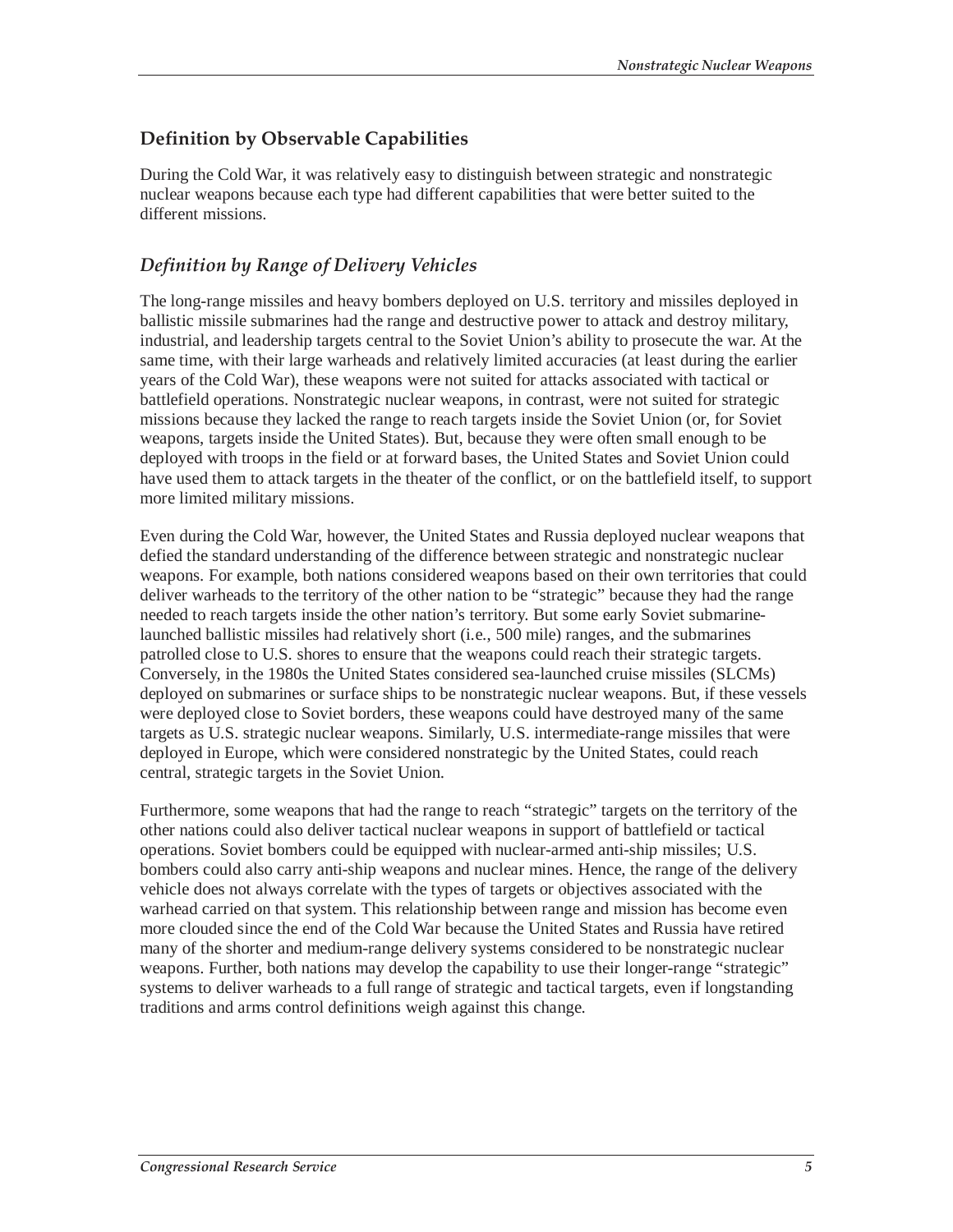## Definition by Observable Capabilities

During the Cold War, it was relatively easy to distinguish between strategic and nonstrategic nuclear weapons because each type had different capabilities that were better suited to the different missions.

### *Definition by Range of Delivery Vehicles*

The long-range missiles and heavy bombers deployed on U.S. territory and missiles deployed in ballistic missile submarines had the range and destructive power to attack and destroy military, industrial, and leadership targets central to the Soviet Union's ability to prosecute the war. At the same time, with their large warheads and relatively limited accuracies (at least during the earlier years of the Cold War), these weapons were not suited for attacks associated with tactical or battlefield operations. Nonstrategic nuclear weapons, in contrast, were not suited for strategic missions because they lacked the range to reach targets inside the Soviet Union (or, for Soviet weapons, targets inside the United States). But, because they were often small enough to be deployed with troops in the field or at forward bases, the United States and Soviet Union could have used them to attack targets in the theater of the conflict, or on the battlefield itself, to support more limited military missions.

Even during the Cold War, however, the United States and Russia deployed nuclear weapons that defied the standard understanding of the difference between strategic and nonstrategic nuclear weapons. For example, both nations considered weapons based on their own territories that could deliver warheads to the territory of the other nation to be "strategic" because they had the range needed to reach targets inside the other nation's territory. But some early Soviet submarine-launched ballistic missiles had relatively short (i.e., 500 mile) ranges, and the submarines patrolled close to U.S. shores to ensure that the weapons could reach their strategic targets. Conversely, in the 1980s the United States considered sea-launched cruise missiles (SLCMs) deployed on submarines or surface ships to be nonstrategic nuclear weapons. But, if these vessels were deployed close to Soviet borders, these weapons could have destroyed many of the same targets as U.S. strategic nuclear weapons. Similarly, U.S. intermediate-range missiles that were deployed in Europe, which were considered nonstrategic by the United States, could reach central, strategic targets in the Soviet Union.

Furthermore, some weapons that had the range to reach "strategic" targets on the territory of the other nations could also deliver tactical nuclear weapons in support of battlefield or tactical operations. Soviet bombers could be equipped with nuclear-armed anti-ship missiles; U.S. bombers could also carry anti-ship weapons and nuclear mines. Hence, the range of the delivery vehicle does not always correlate with the types of targets or objectives associated with the warhead carried on that system. This relationship between range and mission has become even more clouded since the end of the Cold War because the United States and Russia have retired many of the shorter and medium-range delivery systems considered to be nonstrategic nuclear weapons. Further, both nations may develop the capability to use their longer-range "strategic" systems to deliver warheads to a full range of strategic and tactical targets, even if longstanding traditions and arms control definitions weigh against this change.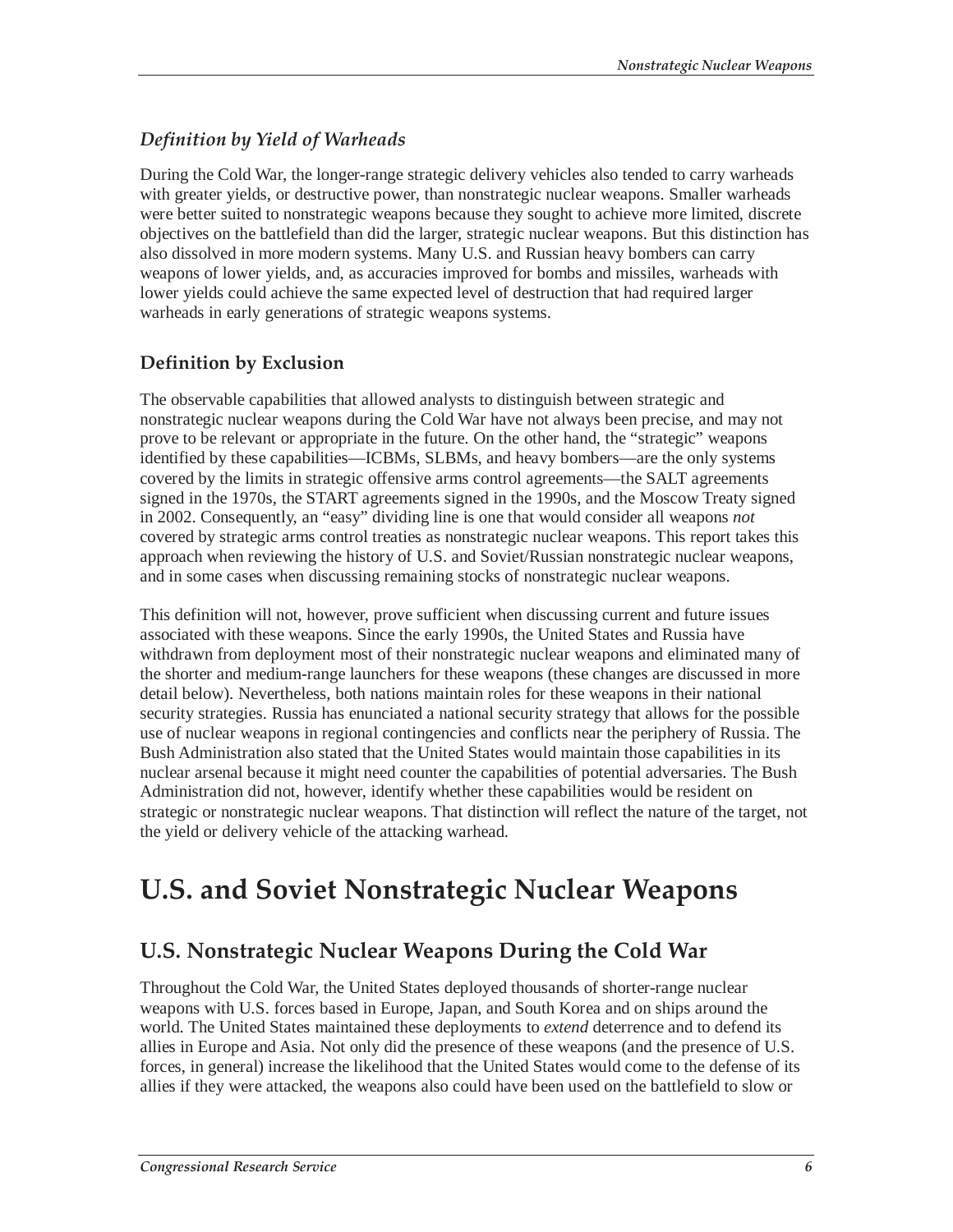### *Definition by Yield of Warheads*

During the Cold War, the longer-range strategic delivery vehicles also tended to carry warheads with greater yields, or destructive power, than nonstrategic nuclear weapons. Smaller warheads were better suited to nonstrategic weapons because they sought to achieve more limited, discrete objectives on the battlefield than did the larger, strategic nuclear weapons. But this distinction has also dissolved in more modern systems. Many U.S. and Russian heavy bombers can carry weapons of lower yields, and, as accuracies improved for bombs and missiles, warheads with lower yields could achieve the same expected level of destruction that had required larger warheads in early generations of strategic weapons systems.

### Definition by Exclusion

The observable capabilities that allowed analysts to distinguish between strategic and nonstrategic nuclear weapons during the Cold War have not always been precise, and may not prove to be relevant or appropriate in the future. On the other hand, the "strategic" weapons identified by these capabilities—ICBMs, SLBMs, and heavy bombers—are the only systems covered by the limits in strategic offensive arms control agreements—the SALT agreements signed in the 1970s, the START agreements signed in the 1990s, and the Moscow Treaty signed in 2002. Consequently, an "easy" dividing line is one that would consider all weapons *not* covered by strategic arms control treaties as nonstrategic nuclear weapons. This report takes this approach when reviewing the history of U.S. and Soviet/Russian nonstrategic nuclear weapons, and in some cases when discussing remaining stocks of nonstrategic nuclear weapons.

This definition will not, however, prove sufficient when discussing current and future issues associated with these weapons. Since the early 1990s, the United States and Russia have withdrawn from deployment most of their nonstrategic nuclear weapons and eliminated many of the shorter and medium-range launchers for these weapons (these changes are discussed in more detail below). Nevertheless, both nations maintain roles for these weapons in their national security strategies. Russia has enunciated a national security strategy that allows for the possible use of nuclear weapons in regional contingencies and conflicts near the periphery of Russia. The Bush Administration also stated that the United States would maintain those capabilities in its nuclear arsenal because it might need counter the capabilities of potential adversaries. The Bush Administration did not, however, identify whether these capabilities would be resident on strategic or nonstrategic nuclear weapons. That distinction will reflect the nature of the target, not the yield or delivery vehicle of the attacking warhead.

# U.S. and Soviet Nonstrategic Nuclear Weapons

## U.S. Nonstrategic Nuclear Weapons During the Cold War

Throughout the Cold War, the United States deployed thousands of shorter-range nuclear weapons with U.S. forces based in Europe, Japan, and South Korea and on ships around the world. The United States maintained these deployments to *extend* deterrence and to defend its allies in Europe and Asia. Not only did the presence of these weapons (and the presence of U.S. forces, in general) increase the likelihood that the United States would come to the defense of its allies if they were attacked, the weapons also could have been used on the battlefield to slow or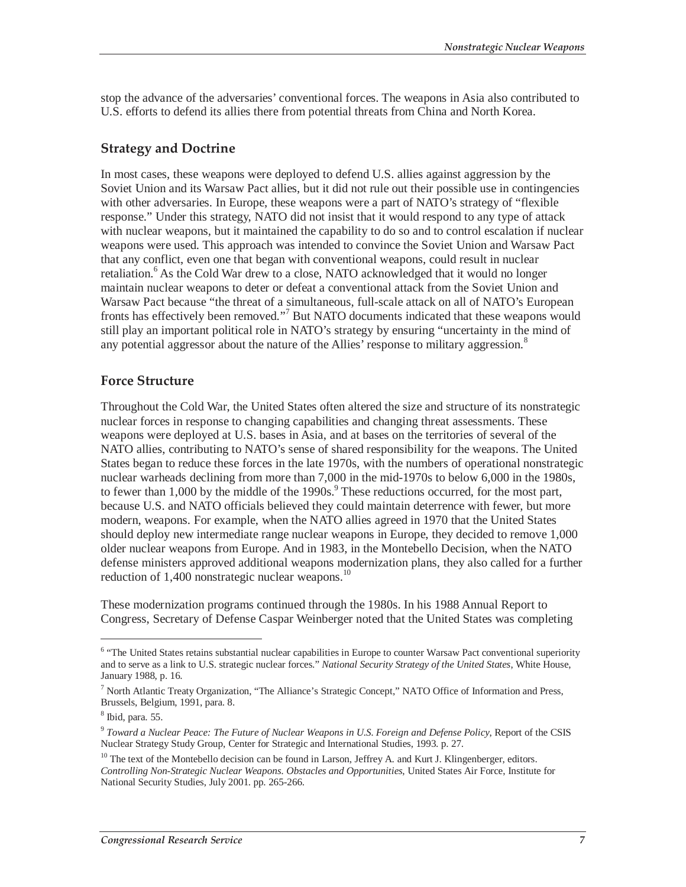stop the advance of the adversaries' conventional forces. The weapons in Asia also contributed to U.S. efforts to defend its allies there from potential threats from China and North Korea.

## Strategy and Doctrine

In most cases, these weapons were deployed to defend U.S. allies against aggression by the Soviet Union and its Warsaw Pact allies, but it did not rule out their possible use in contingencies with other adversaries. In Europe, these weapons were a part of NATO's strategy of "flexible response." Under this strategy, NATO did not insist that it would respond to any type of attack with nuclear weapons, but it maintained the capability to do so and to control escalation if nuclear weapons were used. This approach was intended to convince the Soviet Union and Warsaw Pact that any conflict, even one that began with conventional weapons, could result in nuclear retaliation.[6] As the Cold War drew to a close, NATO acknowledged that it would no longer maintain nuclear weapons to deter or defeat a conventional attack from the Soviet Union and Warsaw Pact because "the threat of a simultaneous, full-scale attack on all of NATO's European fronts has effectively been removed."[7] But NATO documents indicated that these weapons would still play an important political role in NATO's strategy by ensuring "uncertainty in the mind of any potential aggressor about the nature of the Allies' response to military aggression.[8]

## Force Structure

Throughout the Cold War, the United States often altered the size and structure of its nonstrategic nuclear forces in response to changing capabilities and changing threat assessments. These weapons were deployed at U.S. bases in Asia, and at bases on the territories of several of the NATO allies, contributing to NATO's sense of shared responsibility for the weapons. The United States began to reduce these forces in the late 1970s, with the numbers of operational nonstrategic nuclear warheads declining from more than 7,000 in the mid-1970s to below 6,000 in the 1980s, to fewer than 1,000 by the middle of the 1990s.[9] These reductions occurred, for the most part, because U.S. and NATO officials believed they could maintain deterrence with fewer, but more modern, weapons. For example, when the NATO allies agreed in 1970 that the United States should deploy new intermediate range nuclear weapons in Europe, they decided to remove 1,000 older nuclear weapons from Europe. And in 1983, in the Montebello Decision, when the NATO defense ministers approved additional weapons modernization plans, they also called for a further reduction of 1,400 nonstrategic nuclear weapons.[10]

These modernization programs continued through the 1980s. In his 1988 Annual Report to Congress, Secretary of Defense Caspar Weinberger noted that the United States was completing

---

[6] "The United States retains substantial nuclear capabilities in Europe to counter Warsaw Pact conventional superiority and to serve as a link to U.S. strategic nuclear forces." *National Security Strategy of the United States*, White House, January 1988, p. 16.

[7] North Atlantic Treaty Organization, "The Alliance's Strategic Concept," NATO Office of Information and Press, Brussels, Belgium, 1991, para. 8.

[8] Ibid, para. 55.

[9] *Toward a Nuclear Peace: The Future of Nuclear Weapons in U.S. Foreign and Defense Policy*, Report of the CSIS Nuclear Strategy Study Group, Center for Strategic and International Studies, 1993. p. 27.

[10] The text of the Montebello decision can be found in Larson, Jeffrey A. and Kurt J. Klingenberger, editors. *Controlling Non-Strategic Nuclear Weapons. Obstacles and Opportunities*, United States Air Force, Institute for National Security Studies, July 2001. pp. 265-266.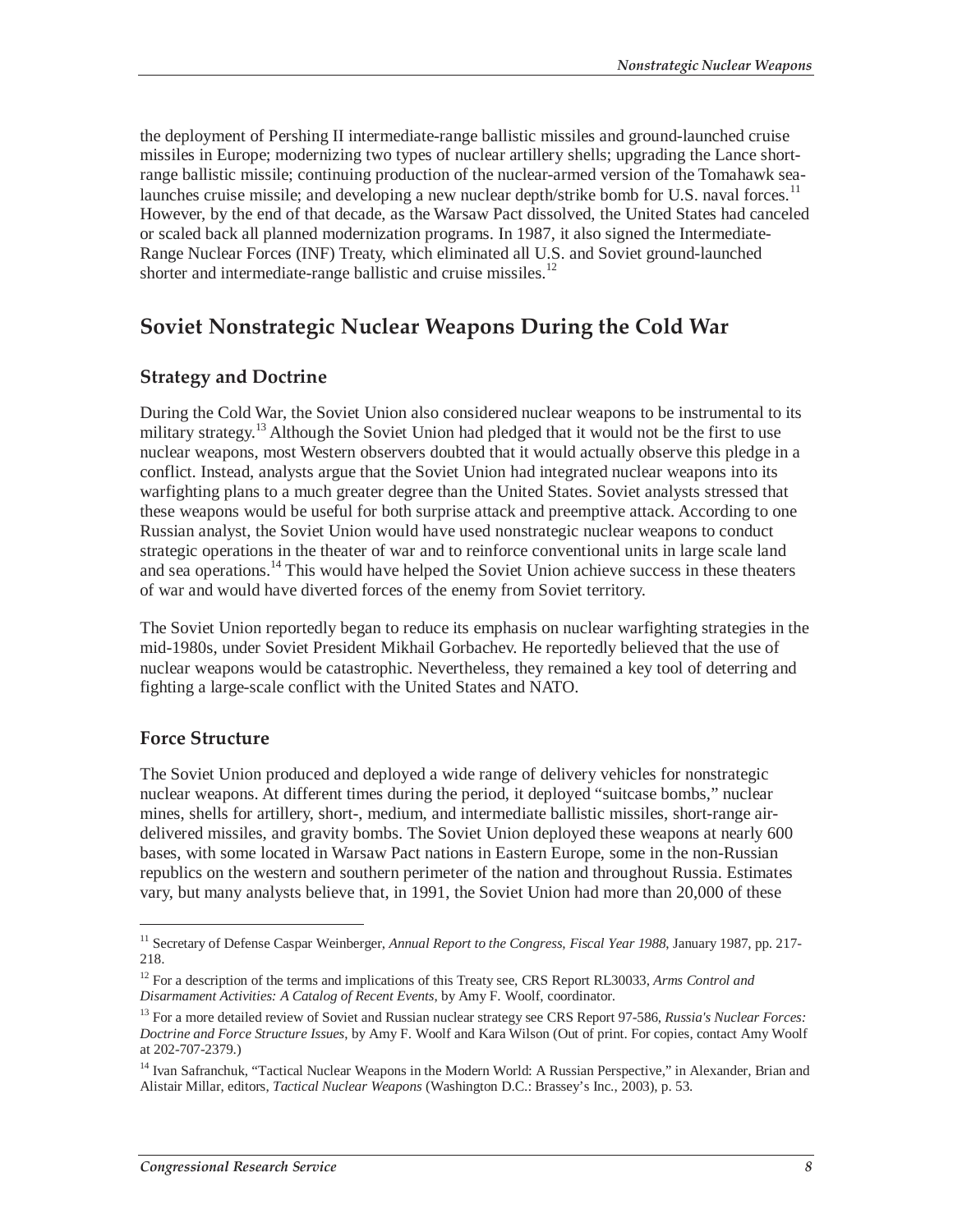the deployment of Pershing II intermediate-range ballistic missiles and ground-launched cruise missiles in Europe; modernizing two types of nuclear artillery shells; upgrading the Lance short-range ballistic missile; continuing production of the nuclear-armed version of the Tomahawk sea-launches cruise missile; and developing a new nuclear depth/strike bomb for U.S. naval forces.[11] However, by the end of that decade, as the Warsaw Pact dissolved, the United States had canceled or scaled back all planned modernization programs. In 1987, it also signed the Intermediate-Range Nuclear Forces (INF) Treaty, which eliminated all U.S. and Soviet ground-launched shorter and intermediate-range ballistic and cruise missiles.[12]

## Soviet Nonstrategic Nuclear Weapons During the Cold War

### Strategy and Doctrine

During the Cold War, the Soviet Union also considered nuclear weapons to be instrumental to its military strategy.[13] Although the Soviet Union had pledged that it would not be the first to use nuclear weapons, most Western observers doubted that it would actually observe this pledge in a conflict. Instead, analysts argue that the Soviet Union had integrated nuclear weapons into its warfighting plans to a much greater degree than the United States. Soviet analysts stressed that these weapons would be useful for both surprise attack and preemptive attack. According to one Russian analyst, the Soviet Union would have used nonstrategic nuclear weapons to conduct strategic operations in the theater of war and to reinforce conventional units in large scale land and sea operations.[14] This would have helped the Soviet Union achieve success in these theaters of war and would have diverted forces of the enemy from Soviet territory.

The Soviet Union reportedly began to reduce its emphasis on nuclear warfighting strategies in the mid-1980s, under Soviet President Mikhail Gorbachev. He reportedly believed that the use of nuclear weapons would be catastrophic. Nevertheless, they remained a key tool of deterring and fighting a large-scale conflict with the United States and NATO.

### Force Structure

The Soviet Union produced and deployed a wide range of delivery vehicles for nonstrategic nuclear weapons. At different times during the period, it deployed "suitcase bombs," nuclear mines, shells for artillery, short-, medium, and intermediate ballistic missiles, short-range air-delivered missiles, and gravity bombs. The Soviet Union deployed these weapons at nearly 600 bases, with some located in Warsaw Pact nations in Eastern Europe, some in the non-Russian republics on the western and southern perimeter of the nation and throughout Russia. Estimates vary, but many analysts believe that, in 1991, the Soviet Union had more than 20,000 of these

---

[11] Secretary of Defense Caspar Weinberger, *Annual Report to the Congress, Fiscal Year 1988*, January 1987, pp. 217-218.

[12] For a description of the terms and implications of this Treaty see, CRS Report RL30033, *Arms Control and Disarmament Activities: A Catalog of Recent Events*, by Amy F. Woolf, coordinator.

[13] For a more detailed review of Soviet and Russian nuclear strategy see CRS Report 97-586, *Russia's Nuclear Forces: Doctrine and Force Structure Issues*, by Amy F. Woolf and Kara Wilson (Out of print. For copies, contact Amy Woolf at 202-707-2379.)

[14] Ivan Safranchuk, "Tactical Nuclear Weapons in the Modern World: A Russian Perspective," in Alexander, Brian and Alistair Millar, editors, *Tactical Nuclear Weapons* (Washington D.C.: Brassey's Inc., 2003), p. 53.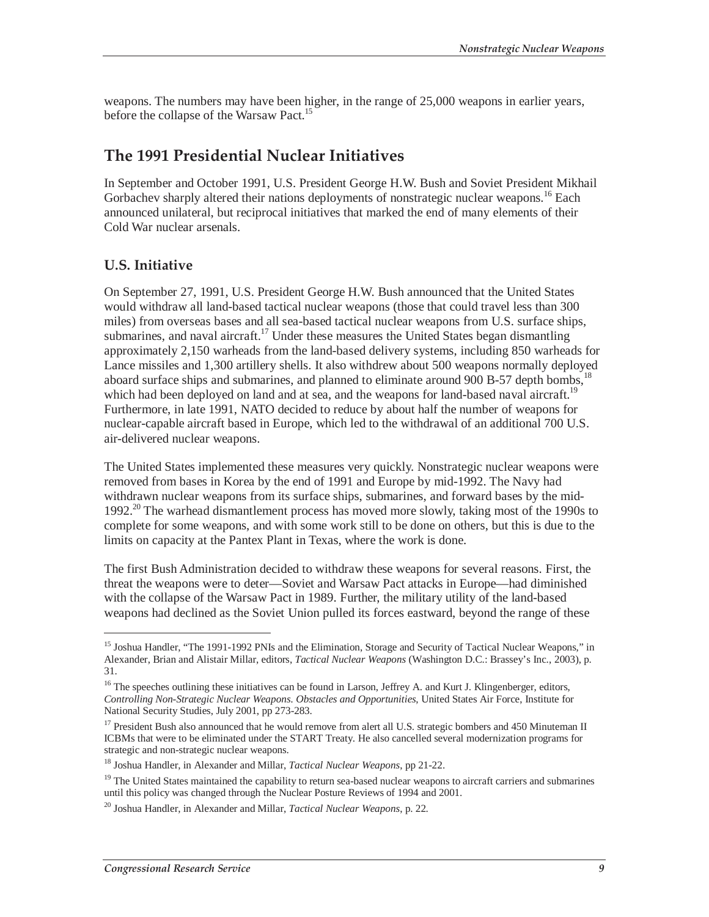weapons. The numbers may have been higher, in the range of 25,000 weapons in earlier years, before the collapse of the Warsaw Pact.[15]

## The 1991 Presidential Nuclear Initiatives

In September and October 1991, U.S. President George H.W. Bush and Soviet President Mikhail Gorbachev sharply altered their nations deployments of nonstrategic nuclear weapons.[16] Each announced unilateral, but reciprocal initiatives that marked the end of many elements of their Cold War nuclear arsenals.

### U.S. Initiative

On September 27, 1991, U.S. President George H.W. Bush announced that the United States would withdraw all land-based tactical nuclear weapons (those that could travel less than 300 miles) from overseas bases and all sea-based tactical nuclear weapons from U.S. surface ships, submarines, and naval aircraft.[17] Under these measures the United States began dismantling approximately 2,150 warheads from the land-based delivery systems, including 850 warheads for Lance missiles and 1,300 artillery shells. It also withdrew about 500 weapons normally deployed aboard surface ships and submarines, and planned to eliminate around 900 B-57 depth bombs,[18] which had been deployed on land and at sea, and the weapons for land-based naval aircraft.[19] Furthermore, in late 1991, NATO decided to reduce by about half the number of weapons for nuclear-capable aircraft based in Europe, which led to the withdrawal of an additional 700 U.S. air-delivered nuclear weapons.

The United States implemented these measures very quickly. Nonstrategic nuclear weapons were removed from bases in Korea by the end of 1991 and Europe by mid-1992. The Navy had withdrawn nuclear weapons from its surface ships, submarines, and forward bases by the mid-1992.[20] The warhead dismantlement process has moved more slowly, taking most of the 1990s to complete for some weapons, and with some work still to be done on others, but this is due to the limits on capacity at the Pantex Plant in Texas, where the work is done.

The first Bush Administration decided to withdraw these weapons for several reasons. First, the threat the weapons were to deter—Soviet and Warsaw Pact attacks in Europe—had diminished with the collapse of the Warsaw Pact in 1989. Further, the military utility of the land-based weapons had declined as the Soviet Union pulled its forces eastward, beyond the range of these

---

[15] Joshua Handler, "The 1991-1992 PNIs and the Elimination, Storage and Security of Tactical Nuclear Weapons," in Alexander, Brian and Alistair Millar, editors, *Tactical Nuclear Weapons* (Washington D.C.: Brassey's Inc., 2003), p. 31.

[16] The speeches outlining these initiatives can be found in Larson, Jeffrey A. and Kurt J. Klingenberger, editors, *Controlling Non-Strategic Nuclear Weapons. Obstacles and Opportunities*, United States Air Force, Institute for National Security Studies, July 2001, pp 273-283.

[17] President Bush also announced that he would remove from alert all U.S. strategic bombers and 450 Minuteman II ICBMs that were to be eliminated under the START Treaty. He also cancelled several modernization programs for strategic and non-strategic nuclear weapons.

[18] Joshua Handler, in Alexander and Millar, *Tactical Nuclear Weapons*, pp 21-22.

[19] The United States maintained the capability to return sea-based nuclear weapons to aircraft carriers and submarines until this policy was changed through the Nuclear Posture Reviews of 1994 and 2001.

[20] Joshua Handler, in Alexander and Millar, *Tactical Nuclear Weapons*, p. 22.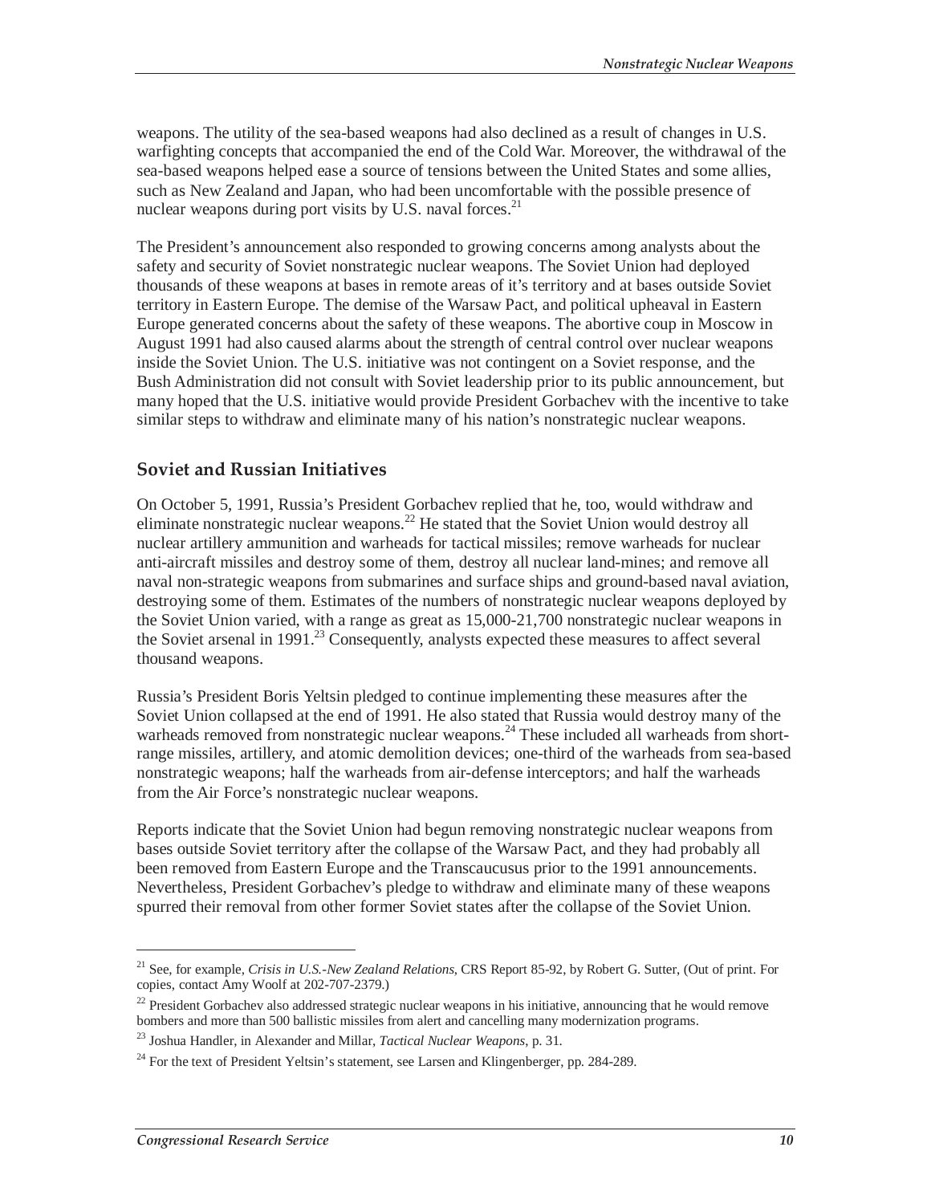weapons. The utility of the sea-based weapons had also declined as a result of changes in U.S. warfighting concepts that accompanied the end of the Cold War. Moreover, the withdrawal of the sea-based weapons helped ease a source of tensions between the United States and some allies, such as New Zealand and Japan, who had been uncomfortable with the possible presence of nuclear weapons during port visits by U.S. naval forces.[21]

The President's announcement also responded to growing concerns among analysts about the safety and security of Soviet nonstrategic nuclear weapons. The Soviet Union had deployed thousands of these weapons at bases in remote areas of it's territory and at bases outside Soviet territory in Eastern Europe. The demise of the Warsaw Pact, and political upheaval in Eastern Europe generated concerns about the safety of these weapons. The abortive coup in Moscow in August 1991 had also caused alarms about the strength of central control over nuclear weapons inside the Soviet Union. The U.S. initiative was not contingent on a Soviet response, and the Bush Administration did not consult with Soviet leadership prior to its public announcement, but many hoped that the U.S. initiative would provide President Gorbachev with the incentive to take similar steps to withdraw and eliminate many of his nation's nonstrategic nuclear weapons.

## Soviet and Russian Initiatives

On October 5, 1991, Russia's President Gorbachev replied that he, too, would withdraw and eliminate nonstrategic nuclear weapons.[22] He stated that the Soviet Union would destroy all nuclear artillery ammunition and warheads for tactical missiles; remove warheads for nuclear anti-aircraft missiles and destroy some of them, destroy all nuclear land-mines; and remove all naval non-strategic weapons from submarines and surface ships and ground-based naval aviation, destroying some of them. Estimates of the numbers of nonstrategic nuclear weapons deployed by the Soviet Union varied, with a range as great as 15,000-21,700 nonstrategic nuclear weapons in the Soviet arsenal in 1991.[23] Consequently, analysts expected these measures to affect several thousand weapons.

Russia's President Boris Yeltsin pledged to continue implementing these measures after the Soviet Union collapsed at the end of 1991. He also stated that Russia would destroy many of the warheads removed from nonstrategic nuclear weapons.[24] These included all warheads from short-range missiles, artillery, and atomic demolition devices; one-third of the warheads from sea-based nonstrategic weapons; half the warheads from air-defense interceptors; and half the warheads from the Air Force's nonstrategic nuclear weapons.

Reports indicate that the Soviet Union had begun removing nonstrategic nuclear weapons from bases outside Soviet territory after the collapse of the Warsaw Pact, and they had probably all been removed from Eastern Europe and the Transcaucusus prior to the 1991 announcements. Nevertheless, President Gorbachev's pledge to withdraw and eliminate many of these weapons spurred their removal from other former Soviet states after the collapse of the Soviet Union.

---

[21] See, for example, *Crisis in U.S.-New Zealand Relations*, CRS Report 85-92, by Robert G. Sutter, (Out of print. For copies, contact Amy Woolf at 202-707-2379.)

[22] President Gorbachev also addressed strategic nuclear weapons in his initiative, announcing that he would remove bombers and more than 500 ballistic missiles from alert and cancelling many modernization programs.

[23] Joshua Handler, in Alexander and Millar, *Tactical Nuclear Weapons*, p. 31.

[24] For the text of President Yeltsin's statement, see Larsen and Klingenberger, pp. 284-289.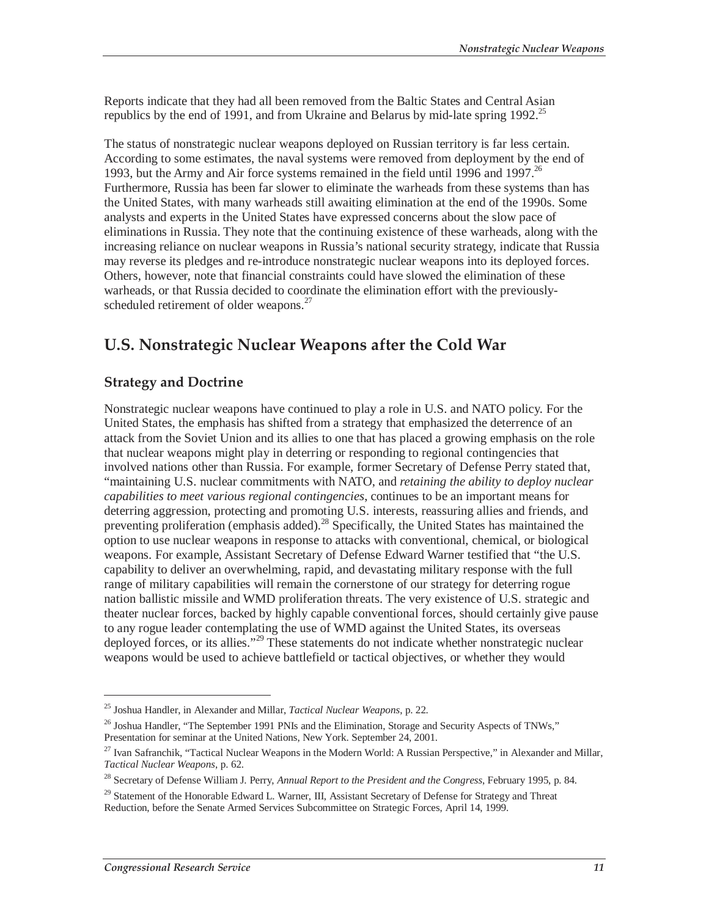Reports indicate that they had all been removed from the Baltic States and Central Asian republics by the end of 1991, and from Ukraine and Belarus by mid-late spring 1992.[25]

The status of nonstrategic nuclear weapons deployed on Russian territory is far less certain. According to some estimates, the naval systems were removed from deployment by the end of 1993, but the Army and Air force systems remained in the field until 1996 and 1997.[26] Furthermore, Russia has been far slower to eliminate the warheads from these systems than has the United States, with many warheads still awaiting elimination at the end of the 1990s. Some analysts and experts in the United States have expressed concerns about the slow pace of eliminations in Russia. They note that the continuing existence of these warheads, along with the increasing reliance on nuclear weapons in Russia's national security strategy, indicate that Russia may reverse its pledges and re-introduce nonstrategic nuclear weapons into its deployed forces. Others, however, note that financial constraints could have slowed the elimination of these warheads, or that Russia decided to coordinate the elimination effort with the previously-scheduled retirement of older weapons.[27]

## U.S. Nonstrategic Nuclear Weapons after the Cold War

### Strategy and Doctrine

Nonstrategic nuclear weapons have continued to play a role in U.S. and NATO policy. For the United States, the emphasis has shifted from a strategy that emphasized the deterrence of an attack from the Soviet Union and its allies to one that has placed a growing emphasis on the role that nuclear weapons might play in deterring or responding to regional contingencies that involved nations other than Russia. For example, former Secretary of Defense Perry stated that, "maintaining U.S. nuclear commitments with NATO, and *retaining the ability to deploy nuclear capabilities to meet various regional contingencies*, continues to be an important means for deterring aggression, protecting and promoting U.S. interests, reassuring allies and friends, and preventing proliferation (emphasis added).[28] Specifically, the United States has maintained the option to use nuclear weapons in response to attacks with conventional, chemical, or biological weapons. For example, Assistant Secretary of Defense Edward Warner testified that "the U.S. capability to deliver an overwhelming, rapid, and devastating military response with the full range of military capabilities will remain the cornerstone of our strategy for deterring rogue nation ballistic missile and WMD proliferation threats. The very existence of U.S. strategic and theater nuclear forces, backed by highly capable conventional forces, should certainly give pause to any rogue leader contemplating the use of WMD against the United States, its overseas deployed forces, or its allies."[29] These statements do not indicate whether nonstrategic nuclear weapons would be used to achieve battlefield or tactical objectives, or whether they would

---

[25] Joshua Handler, in Alexander and Millar, *Tactical Nuclear Weapons*, p. 22.

[26] Joshua Handler, "The September 1991 PNIs and the Elimination, Storage and Security Aspects of TNWs," Presentation for seminar at the United Nations, New York. September 24, 2001.

[27] Ivan Safranchik, "Tactical Nuclear Weapons in the Modern World: A Russian Perspective," in Alexander and Millar, *Tactical Nuclear Weapons*, p. 62.

[28] Secretary of Defense William J. Perry, *Annual Report to the President and the Congress*, February 1995, p. 84.

[29] Statement of the Honorable Edward L. Warner, III, Assistant Secretary of Defense for Strategy and Threat Reduction, before the Senate Armed Services Subcommittee on Strategic Forces, April 14, 1999.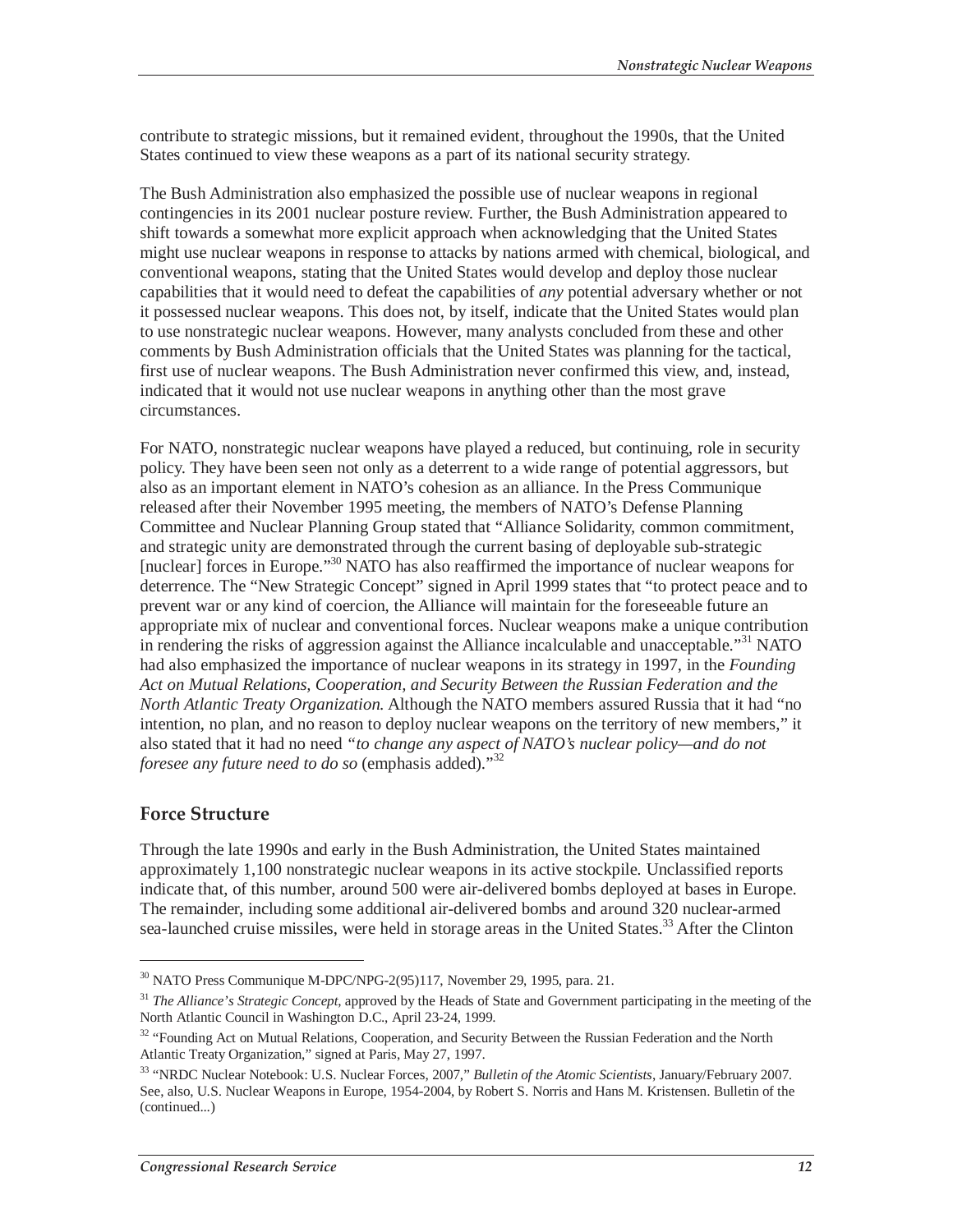contribute to strategic missions, but it remained evident, throughout the 1990s, that the United States continued to view these weapons as a part of its national security strategy.

The Bush Administration also emphasized the possible use of nuclear weapons in regional contingencies in its 2001 nuclear posture review. Further, the Bush Administration appeared to shift towards a somewhat more explicit approach when acknowledging that the United States might use nuclear weapons in response to attacks by nations armed with chemical, biological, and conventional weapons, stating that the United States would develop and deploy those nuclear capabilities that it would need to defeat the capabilities of *any* potential adversary whether or not it possessed nuclear weapons. This does not, by itself, indicate that the United States would plan to use nonstrategic nuclear weapons. However, many analysts concluded from these and other comments by Bush Administration officials that the United States was planning for the tactical, first use of nuclear weapons. The Bush Administration never confirmed this view, and, instead, indicated that it would not use nuclear weapons in anything other than the most grave circumstances.

For NATO, nonstrategic nuclear weapons have played a reduced, but continuing, role in security policy. They have been seen not only as a deterrent to a wide range of potential aggressors, but also as an important element in NATO's cohesion as an alliance. In the Press Communique released after their November 1995 meeting, the members of NATO's Defense Planning Committee and Nuclear Planning Group stated that "Alliance Solidarity, common commitment, and strategic unity are demonstrated through the current basing of deployable sub-strategic [nuclear] forces in Europe."[30] NATO has also reaffirmed the importance of nuclear weapons for deterrence. The "New Strategic Concept" signed in April 1999 states that "to protect peace and to prevent war or any kind of coercion, the Alliance will maintain for the foreseeable future an appropriate mix of nuclear and conventional forces. Nuclear weapons make a unique contribution in rendering the risks of aggression against the Alliance incalculable and unacceptable."[31] NATO had also emphasized the importance of nuclear weapons in its strategy in 1997, in the *Founding Act on Mutual Relations, Cooperation, and Security Between the Russian Federation and the North Atlantic Treaty Organization.* Although the NATO members assured Russia that it had "no intention, no plan, and no reason to deploy nuclear weapons on the territory of new members," it also stated that it had no need *"to change any aspect of NATO's nuclear policy—and do not foresee any future need to do so* (emphasis added)."[32]

## Force Structure

Through the late 1990s and early in the Bush Administration, the United States maintained approximately 1,100 nonstrategic nuclear weapons in its active stockpile. Unclassified reports indicate that, of this number, around 500 were air-delivered bombs deployed at bases in Europe. The remainder, including some additional air-delivered bombs and around 320 nuclear-armed sea-launched cruise missiles, were held in storage areas in the United States.[33] After the Clinton

---

[30] NATO Press Communique M-DPC/NPG-2(95)117, November 29, 1995, para. 21.

[31] *The Alliance's Strategic Concept*, approved by the Heads of State and Government participating in the meeting of the North Atlantic Council in Washington D.C., April 23-24, 1999.

[32] "Founding Act on Mutual Relations, Cooperation, and Security Between the Russian Federation and the North Atlantic Treaty Organization," signed at Paris, May 27, 1997.

[33] "NRDC Nuclear Notebook: U.S. Nuclear Forces, 2007," *Bulletin of the Atomic Scientists*, January/February 2007. See, also, U.S. Nuclear Weapons in Europe, 1954-2004, by Robert S. Norris and Hans M. Kristensen. Bulletin of the (continued...)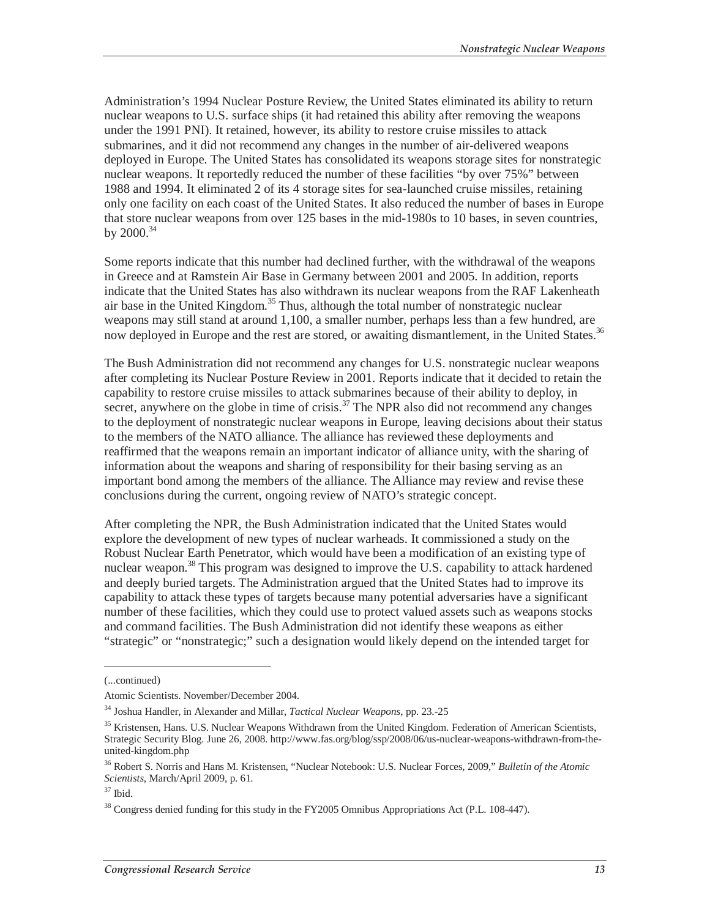Administration's 1994 Nuclear Posture Review, the United States eliminated its ability to return nuclear weapons to U.S. surface ships (it had retained this ability after removing the weapons under the 1991 PNI). It retained, however, its ability to restore cruise missiles to attack submarines, and it did not recommend any changes in the number of air-delivered weapons deployed in Europe. The United States has consolidated its weapons storage sites for nonstrategic nuclear weapons. It reportedly reduced the number of these facilities "by over 75%" between 1988 and 1994. It eliminated 2 of its 4 storage sites for sea-launched cruise missiles, retaining only one facility on each coast of the United States. It also reduced the number of bases in Europe that store nuclear weapons from over 125 bases in the mid-1980s to 10 bases, in seven countries, by 2000.[34]

Some reports indicate that this number had declined further, with the withdrawal of the weapons in Greece and at Ramstein Air Base in Germany between 2001 and 2005. In addition, reports indicate that the United States has also withdrawn its nuclear weapons from the RAF Lakenheath air base in the United Kingdom.[35] Thus, although the total number of nonstrategic nuclear weapons may still stand at around 1,100, a smaller number, perhaps less than a few hundred, are now deployed in Europe and the rest are stored, or awaiting dismantlement, in the United States.[36]

The Bush Administration did not recommend any changes for U.S. nonstrategic nuclear weapons after completing its Nuclear Posture Review in 2001. Reports indicate that it decided to retain the capability to restore cruise missiles to attack submarines because of their ability to deploy, in secret, anywhere on the globe in time of crisis.[37] The NPR also did not recommend any changes to the deployment of nonstrategic nuclear weapons in Europe, leaving decisions about their status to the members of the NATO alliance. The alliance has reviewed these deployments and reaffirmed that the weapons remain an important indicator of alliance unity, with the sharing of information about the weapons and sharing of responsibility for their basing serving as an important bond among the members of the alliance. The Alliance may review and revise these conclusions during the current, ongoing review of NATO's strategic concept.

After completing the NPR, the Bush Administration indicated that the United States would explore the development of new types of nuclear warheads. It commissioned a study on the Robust Nuclear Earth Penetrator, which would have been a modification of an existing type of nuclear weapon.[38] This program was designed to improve the U.S. capability to attack hardened and deeply buried targets. The Administration argued that the United States had to improve its capability to attack these types of targets because many potential adversaries have a significant number of these facilities, which they could use to protect valued assets such as weapons stocks and command facilities. The Bush Administration did not identify these weapons as either "strategic" or "nonstrategic;" such a designation would likely depend on the intended target for

---

(...continued)

Atomic Scientists. November/December 2004.

[34] Joshua Handler, in Alexander and Millar, *Tactical Nuclear Weapons*, pp. 23.-25

[35] Kristensen, Hans. U.S. Nuclear Weapons Withdrawn from the United Kingdom. Federation of American Scientists, Strategic Security Blog. June 26, 2008. http://www.fas.org/blog/ssp/2008/06/us-nuclear-weapons-withdrawn-from-the-united-kingdom.php

[36] Robert S. Norris and Hans M. Kristensen, "Nuclear Notebook: U.S. Nuclear Forces, 2009," *Bulletin of the Atomic Scientists*, March/April 2009, p. 61.

[37] Ibid.

[38] Congress denied funding for this study in the FY2005 Omnibus Appropriations Act (P.L. 108-447).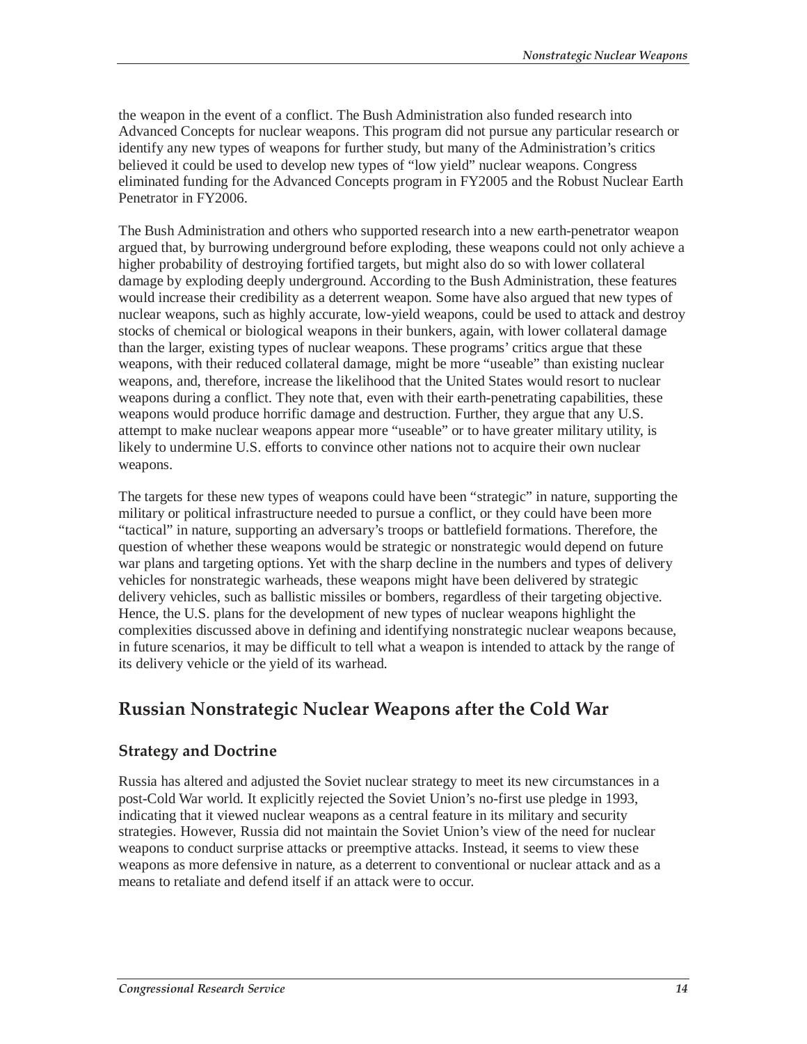the weapon in the event of a conflict. The Bush Administration also funded research into Advanced Concepts for nuclear weapons. This program did not pursue any particular research or identify any new types of weapons for further study, but many of the Administration's critics believed it could be used to develop new types of "low yield" nuclear weapons. Congress eliminated funding for the Advanced Concepts program in FY2005 and the Robust Nuclear Earth Penetrator in FY2006.

The Bush Administration and others who supported research into a new earth-penetrator weapon argued that, by burrowing underground before exploding, these weapons could not only achieve a higher probability of destroying fortified targets, but might also do so with lower collateral damage by exploding deeply underground. According to the Bush Administration, these features would increase their credibility as a deterrent weapon. Some have also argued that new types of nuclear weapons, such as highly accurate, low-yield weapons, could be used to attack and destroy stocks of chemical or biological weapons in their bunkers, again, with lower collateral damage than the larger, existing types of nuclear weapons. These programs' critics argue that these weapons, with their reduced collateral damage, might be more "useable" than existing nuclear weapons, and, therefore, increase the likelihood that the United States would resort to nuclear weapons during a conflict. They note that, even with their earth-penetrating capabilities, these weapons would produce horrific damage and destruction. Further, they argue that any U.S. attempt to make nuclear weapons appear more "useable" or to have greater military utility, is likely to undermine U.S. efforts to convince other nations not to acquire their own nuclear weapons.

The targets for these new types of weapons could have been "strategic" in nature, supporting the military or political infrastructure needed to pursue a conflict, or they could have been more "tactical" in nature, supporting an adversary's troops or battlefield formations. Therefore, the question of whether these weapons would be strategic or nonstrategic would depend on future war plans and targeting options. Yet with the sharp decline in the numbers and types of delivery vehicles for nonstrategic warheads, these weapons might have been delivered by strategic delivery vehicles, such as ballistic missiles or bombers, regardless of their targeting objective. Hence, the U.S. plans for the development of new types of nuclear weapons highlight the complexities discussed above in defining and identifying nonstrategic nuclear weapons because, in future scenarios, it may be difficult to tell what a weapon is intended to attack by the range of its delivery vehicle or the yield of its warhead.

## Russian Nonstrategic Nuclear Weapons after the Cold War

### Strategy and Doctrine

Russia has altered and adjusted the Soviet nuclear strategy to meet its new circumstances in a post-Cold War world. It explicitly rejected the Soviet Union's no-first use pledge in 1993, indicating that it viewed nuclear weapons as a central feature in its military and security strategies. However, Russia did not maintain the Soviet Union's view of the need for nuclear weapons to conduct surprise attacks or preemptive attacks. Instead, it seems to view these weapons as more defensive in nature, as a deterrent to conventional or nuclear attack and as a means to retaliate and defend itself if an attack were to occur.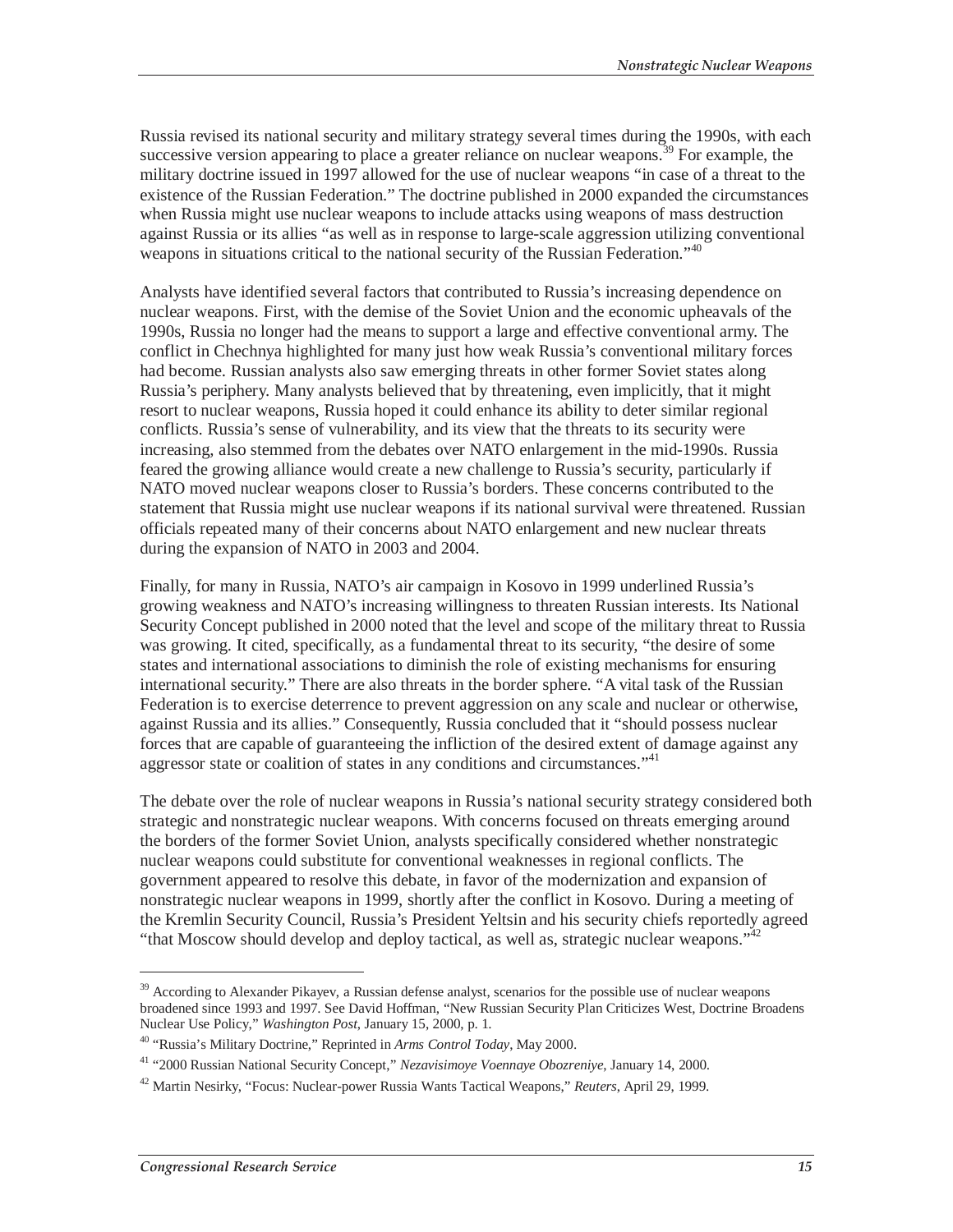Russia revised its national security and military strategy several times during the 1990s, with each successive version appearing to place a greater reliance on nuclear weapons.[39] For example, the military doctrine issued in 1997 allowed for the use of nuclear weapons "in case of a threat to the existence of the Russian Federation." The doctrine published in 2000 expanded the circumstances when Russia might use nuclear weapons to include attacks using weapons of mass destruction against Russia or its allies "as well as in response to large-scale aggression utilizing conventional weapons in situations critical to the national security of the Russian Federation."[40]

Analysts have identified several factors that contributed to Russia's increasing dependence on nuclear weapons. First, with the demise of the Soviet Union and the economic upheavals of the 1990s, Russia no longer had the means to support a large and effective conventional army. The conflict in Chechnya highlighted for many just how weak Russia's conventional military forces had become. Russian analysts also saw emerging threats in other former Soviet states along Russia's periphery. Many analysts believed that by threatening, even implicitly, that it might resort to nuclear weapons, Russia hoped it could enhance its ability to deter similar regional conflicts. Russia's sense of vulnerability, and its view that the threats to its security were increasing, also stemmed from the debates over NATO enlargement in the mid-1990s. Russia feared the growing alliance would create a new challenge to Russia's security, particularly if NATO moved nuclear weapons closer to Russia's borders. These concerns contributed to the statement that Russia might use nuclear weapons if its national survival were threatened. Russian officials repeated many of their concerns about NATO enlargement and new nuclear threats during the expansion of NATO in 2003 and 2004.

Finally, for many in Russia, NATO's air campaign in Kosovo in 1999 underlined Russia's growing weakness and NATO's increasing willingness to threaten Russian interests. Its National Security Concept published in 2000 noted that the level and scope of the military threat to Russia was growing. It cited, specifically, as a fundamental threat to its security, "the desire of some states and international associations to diminish the role of existing mechanisms for ensuring international security." There are also threats in the border sphere. "A vital task of the Russian Federation is to exercise deterrence to prevent aggression on any scale and nuclear or otherwise, against Russia and its allies." Consequently, Russia concluded that it "should possess nuclear forces that are capable of guaranteeing the infliction of the desired extent of damage against any aggressor state or coalition of states in any conditions and circumstances."[41]

The debate over the role of nuclear weapons in Russia's national security strategy considered both strategic and nonstrategic nuclear weapons. With concerns focused on threats emerging around the borders of the former Soviet Union, analysts specifically considered whether nonstrategic nuclear weapons could substitute for conventional weaknesses in regional conflicts. The government appeared to resolve this debate, in favor of the modernization and expansion of nonstrategic nuclear weapons in 1999, shortly after the conflict in Kosovo. During a meeting of the Kremlin Security Council, Russia's President Yeltsin and his security chiefs reportedly agreed "that Moscow should develop and deploy tactical, as well as, strategic nuclear weapons."[42]

---

[39] According to Alexander Pikayev, a Russian defense analyst, scenarios for the possible use of nuclear weapons broadened since 1993 and 1997. See David Hoffman, "New Russian Security Plan Criticizes West, Doctrine Broadens Nuclear Use Policy," *Washington Post*, January 15, 2000, p. 1.

[40] "Russia's Military Doctrine," Reprinted in *Arms Control Today*, May 2000.

[41] "2000 Russian National Security Concept," *Nezavisimoye Voennaye Obozreniye*, January 14, 2000.

[42] Martin Nesirky, "Focus: Nuclear-power Russia Wants Tactical Weapons," *Reuters*, April 29, 1999.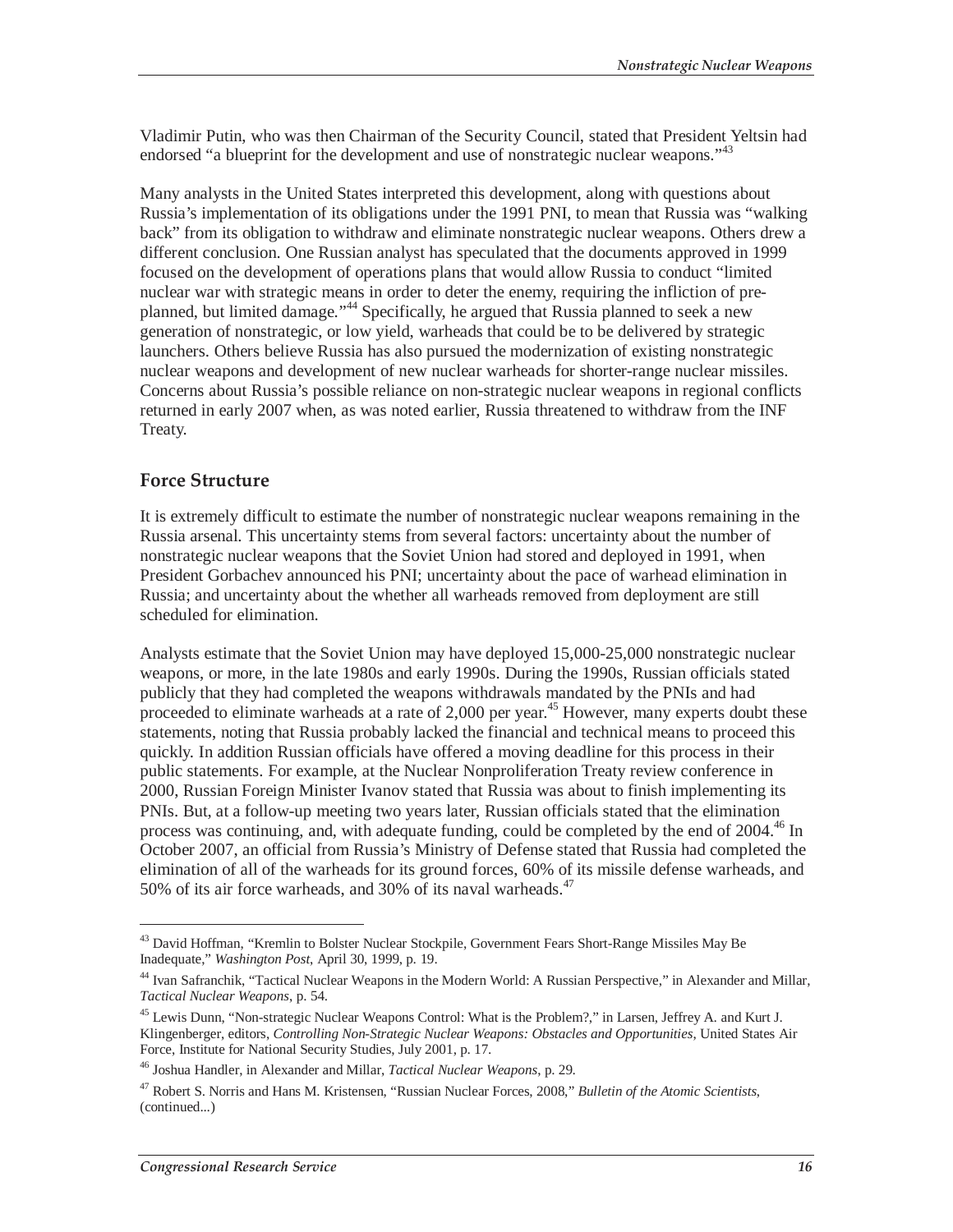Vladimir Putin, who was then Chairman of the Security Council, stated that President Yeltsin had endorsed "a blueprint for the development and use of nonstrategic nuclear weapons."[43]

Many analysts in the United States interpreted this development, along with questions about Russia's implementation of its obligations under the 1991 PNI, to mean that Russia was "walking back" from its obligation to withdraw and eliminate nonstrategic nuclear weapons. Others drew a different conclusion. One Russian analyst has speculated that the documents approved in 1999 focused on the development of operations plans that would allow Russia to conduct "limited nuclear war with strategic means in order to deter the enemy, requiring the infliction of pre-planned, but limited damage."[44] Specifically, he argued that Russia planned to seek a new generation of nonstrategic, or low yield, warheads that could be to be delivered by strategic launchers. Others believe Russia has also pursued the modernization of existing nonstrategic nuclear weapons and development of new nuclear warheads for shorter-range nuclear missiles. Concerns about Russia's possible reliance on non-strategic nuclear weapons in regional conflicts returned in early 2007 when, as was noted earlier, Russia threatened to withdraw from the INF Treaty.

## Force Structure

It is extremely difficult to estimate the number of nonstrategic nuclear weapons remaining in the Russia arsenal. This uncertainty stems from several factors: uncertainty about the number of nonstrategic nuclear weapons that the Soviet Union had stored and deployed in 1991, when President Gorbachev announced his PNI; uncertainty about the pace of warhead elimination in Russia; and uncertainty about the whether all warheads removed from deployment are still scheduled for elimination.

Analysts estimate that the Soviet Union may have deployed 15,000-25,000 nonstrategic nuclear weapons, or more, in the late 1980s and early 1990s. During the 1990s, Russian officials stated publicly that they had completed the weapons withdrawals mandated by the PNIs and had proceeded to eliminate warheads at a rate of 2,000 per year.[45] However, many experts doubt these statements, noting that Russia probably lacked the financial and technical means to proceed this quickly. In addition Russian officials have offered a moving deadline for this process in their public statements. For example, at the Nuclear Nonproliferation Treaty review conference in 2000, Russian Foreign Minister Ivanov stated that Russia was about to finish implementing its PNIs. But, at a follow-up meeting two years later, Russian officials stated that the elimination process was continuing, and, with adequate funding, could be completed by the end of 2004.[46] In October 2007, an official from Russia's Ministry of Defense stated that Russia had completed the elimination of all of the warheads for its ground forces, 60% of its missile defense warheads, and 50% of its air force warheads, and 30% of its naval warheads.[47]

---

[43] David Hoffman, "Kremlin to Bolster Nuclear Stockpile, Government Fears Short-Range Missiles May Be Inadequate," *Washington Post*, April 30, 1999, p. 19.

[44] Ivan Safranchik, "Tactical Nuclear Weapons in the Modern World: A Russian Perspective," in Alexander and Millar, *Tactical Nuclear Weapons*, p. 54.

[45] Lewis Dunn, "Non-strategic Nuclear Weapons Control: What is the Problem?," in Larsen, Jeffrey A. and Kurt J. Klingenberger, editors, *Controlling Non-Strategic Nuclear Weapons: Obstacles and Opportunities,* United States Air Force, Institute for National Security Studies, July 2001, p. 17.

[46] Joshua Handler, in Alexander and Millar, *Tactical Nuclear Weapons*, p. 29.

[47] Robert S. Norris and Hans M. Kristensen, "Russian Nuclear Forces, 2008," *Bulletin of the Atomic Scientists*, (continued...)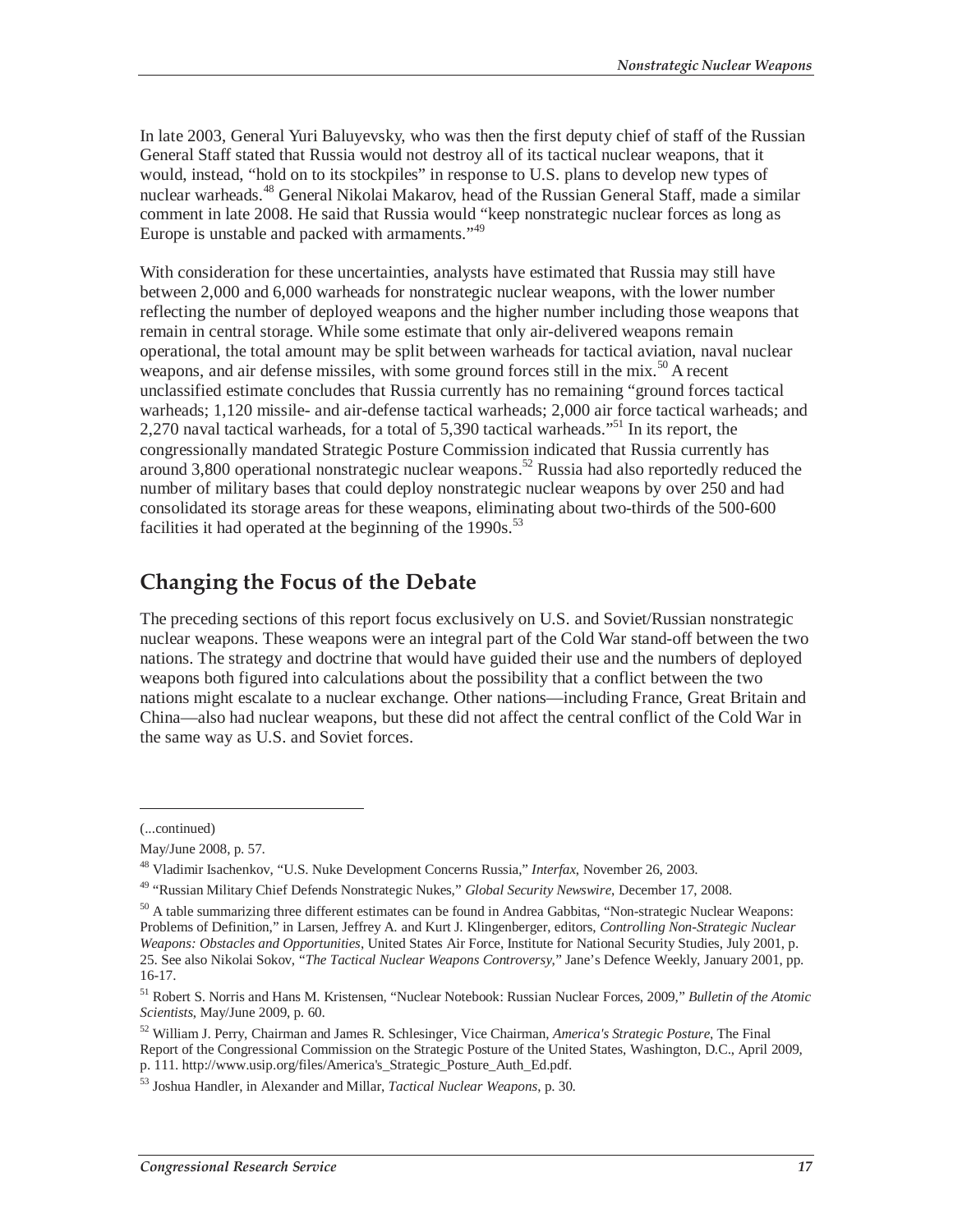In late 2003, General Yuri Baluyevsky, who was then the first deputy chief of staff of the Russian General Staff stated that Russia would not destroy all of its tactical nuclear weapons, that it would, instead, "hold on to its stockpiles" in response to U.S. plans to develop new types of nuclear warheads.[48] General Nikolai Makarov, head of the Russian General Staff, made a similar comment in late 2008. He said that Russia would "keep nonstrategic nuclear forces as long as Europe is unstable and packed with armaments."[49]

With consideration for these uncertainties, analysts have estimated that Russia may still have between 2,000 and 6,000 warheads for nonstrategic nuclear weapons, with the lower number reflecting the number of deployed weapons and the higher number including those weapons that remain in central storage. While some estimate that only air-delivered weapons remain operational, the total amount may be split between warheads for tactical aviation, naval nuclear weapons, and air defense missiles, with some ground forces still in the mix.[50] A recent unclassified estimate concludes that Russia currently has no remaining "ground forces tactical warheads; 1,120 missile- and air-defense tactical warheads; 2,000 air force tactical warheads; and 2,270 naval tactical warheads, for a total of 5,390 tactical warheads."[51] In its report, the congressionally mandated Strategic Posture Commission indicated that Russia currently has around 3,800 operational nonstrategic nuclear weapons.[52] Russia had also reportedly reduced the number of military bases that could deploy nonstrategic nuclear weapons by over 250 and had consolidated its storage areas for these weapons, eliminating about two-thirds of the 500-600 facilities it had operated at the beginning of the 1990s.[53]

## Changing the Focus of the Debate

The preceding sections of this report focus exclusively on U.S. and Soviet/Russian nonstrategic nuclear weapons. These weapons were an integral part of the Cold War stand-off between the two nations. The strategy and doctrine that would have guided their use and the numbers of deployed weapons both figured into calculations about the possibility that a conflict between the two nations might escalate to a nuclear exchange. Other nations—including France, Great Britain and China—also had nuclear weapons, but these did not affect the central conflict of the Cold War in the same way as U.S. and Soviet forces.

---

(...continued)

May/June 2008, p. 57.

[48] Vladimir Isachenkov, "U.S. Nuke Development Concerns Russia," *Interfax*, November 26, 2003.

[49] "Russian Military Chief Defends Nonstrategic Nukes," *Global Security Newswire*, December 17, 2008.

[50] A table summarizing three different estimates can be found in Andrea Gabbitas, "Non-strategic Nuclear Weapons: Problems of Definition," in Larsen, Jeffrey A. and Kurt J. Klingenberger, editors, *Controlling Non-Strategic Nuclear Weapons: Obstacles and Opportunities*, United States Air Force, Institute for National Security Studies, July 2001, p. 25. See also Nikolai Sokov, "*The Tactical Nuclear Weapons Controversy*," Jane's Defence Weekly, January 2001, pp. 16-17.

[51] Robert S. Norris and Hans M. Kristensen, "Nuclear Notebook: Russian Nuclear Forces, 2009," *Bulletin of the Atomic Scientists*, May/June 2009, p. 60.

[52] William J. Perry, Chairman and James R. Schlesinger, Vice Chairman, *America's Strategic Posture*, The Final Report of the Congressional Commission on the Strategic Posture of the United States, Washington, D.C., April 2009, p. 111. http://www.usip.org/files/America's_Strategic_Posture_Auth_Ed.pdf.

[53] Joshua Handler, in Alexander and Millar, *Tactical Nuclear Weapons*, p. 30.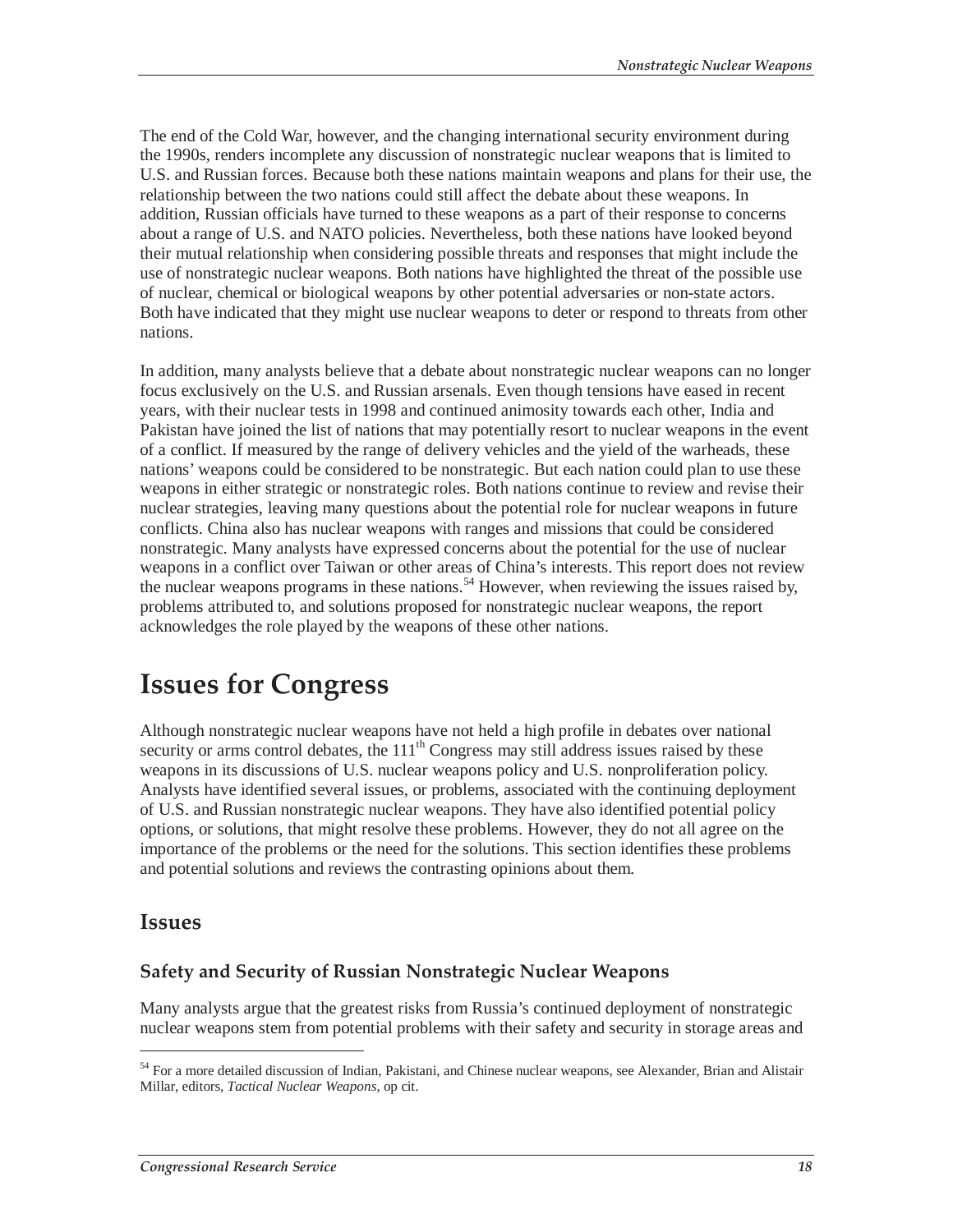The end of the Cold War, however, and the changing international security environment during the 1990s, renders incomplete any discussion of nonstrategic nuclear weapons that is limited to U.S. and Russian forces. Because both these nations maintain weapons and plans for their use, the relationship between the two nations could still affect the debate about these weapons. In addition, Russian officials have turned to these weapons as a part of their response to concerns about a range of U.S. and NATO policies. Nevertheless, both these nations have looked beyond their mutual relationship when considering possible threats and responses that might include the use of nonstrategic nuclear weapons. Both nations have highlighted the threat of the possible use of nuclear, chemical or biological weapons by other potential adversaries or non-state actors. Both have indicated that they might use nuclear weapons to deter or respond to threats from other nations.

In addition, many analysts believe that a debate about nonstrategic nuclear weapons can no longer focus exclusively on the U.S. and Russian arsenals. Even though tensions have eased in recent years, with their nuclear tests in 1998 and continued animosity towards each other, India and Pakistan have joined the list of nations that may potentially resort to nuclear weapons in the event of a conflict. If measured by the range of delivery vehicles and the yield of the warheads, these nations' weapons could be considered to be nonstrategic. But each nation could plan to use these weapons in either strategic or nonstrategic roles. Both nations continue to review and revise their nuclear strategies, leaving many questions about the potential role for nuclear weapons in future conflicts. China also has nuclear weapons with ranges and missions that could be considered nonstrategic. Many analysts have expressed concerns about the potential for the use of nuclear weapons in a conflict over Taiwan or other areas of China's interests. This report does not review the nuclear weapons programs in these nations.[54] However, when reviewing the issues raised by, problems attributed to, and solutions proposed for nonstrategic nuclear weapons, the report acknowledges the role played by the weapons of these other nations.

# Issues for Congress

Although nonstrategic nuclear weapons have not held a high profile in debates over national security or arms control debates, the 111th Congress may still address issues raised by these weapons in its discussions of U.S. nuclear weapons policy and U.S. nonproliferation policy. Analysts have identified several issues, or problems, associated with the continuing deployment of U.S. and Russian nonstrategic nuclear weapons. They have also identified potential policy options, or solutions, that might resolve these problems. However, they do not all agree on the importance of the problems or the need for the solutions. This section identifies these problems and potential solutions and reviews the contrasting opinions about them.

## Issues

### Safety and Security of Russian Nonstrategic Nuclear Weapons

Many analysts argue that the greatest risks from Russia's continued deployment of nonstrategic nuclear weapons stem from potential problems with their safety and security in storage areas and

---

[54] For a more detailed discussion of Indian, Pakistani, and Chinese nuclear weapons, see Alexander, Brian and Alistair Millar, editors, *Tactical Nuclear Weapons*, op cit.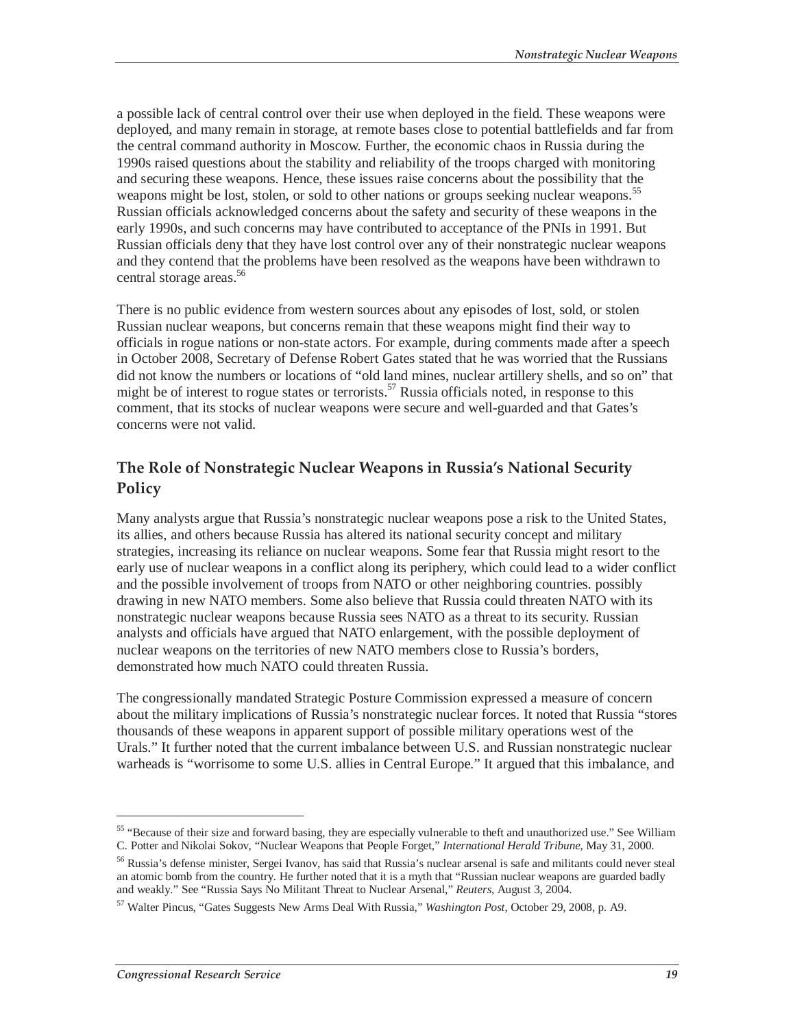a possible lack of central control over their use when deployed in the field. These weapons were deployed, and many remain in storage, at remote bases close to potential battlefields and far from the central command authority in Moscow. Further, the economic chaos in Russia during the 1990s raised questions about the stability and reliability of the troops charged with monitoring and securing these weapons. Hence, these issues raise concerns about the possibility that the weapons might be lost, stolen, or sold to other nations or groups seeking nuclear weapons.[55] Russian officials acknowledged concerns about the safety and security of these weapons in the early 1990s, and such concerns may have contributed to acceptance of the PNIs in 1991. But Russian officials deny that they have lost control over any of their nonstrategic nuclear weapons and they contend that the problems have been resolved as the weapons have been withdrawn to central storage areas.[56]

There is no public evidence from western sources about any episodes of lost, sold, or stolen Russian nuclear weapons, but concerns remain that these weapons might find their way to officials in rogue nations or non-state actors. For example, during comments made after a speech in October 2008, Secretary of Defense Robert Gates stated that he was worried that the Russians did not know the numbers or locations of "old land mines, nuclear artillery shells, and so on" that might be of interest to rogue states or terrorists.[57] Russia officials noted, in response to this comment, that its stocks of nuclear weapons were secure and well-guarded and that Gates's concerns were not valid.

## The Role of Nonstrategic Nuclear Weapons in Russia's National Security Policy

Many analysts argue that Russia's nonstrategic nuclear weapons pose a risk to the United States, its allies, and others because Russia has altered its national security concept and military strategies, increasing its reliance on nuclear weapons. Some fear that Russia might resort to the early use of nuclear weapons in a conflict along its periphery, which could lead to a wider conflict and the possible involvement of troops from NATO or other neighboring countries. possibly drawing in new NATO members. Some also believe that Russia could threaten NATO with its nonstrategic nuclear weapons because Russia sees NATO as a threat to its security. Russian analysts and officials have argued that NATO enlargement, with the possible deployment of nuclear weapons on the territories of new NATO members close to Russia's borders, demonstrated how much NATO could threaten Russia.

The congressionally mandated Strategic Posture Commission expressed a measure of concern about the military implications of Russia's nonstrategic nuclear forces. It noted that Russia "stores thousands of these weapons in apparent support of possible military operations west of the Urals." It further noted that the current imbalance between U.S. and Russian nonstrategic nuclear warheads is "worrisome to some U.S. allies in Central Europe." It argued that this imbalance, and

---

[55] "Because of their size and forward basing, they are especially vulnerable to theft and unauthorized use." See William C. Potter and Nikolai Sokov, "Nuclear Weapons that People Forget," *International Herald Tribune*, May 31, 2000.

[56] Russia's defense minister, Sergei Ivanov, has said that Russia's nuclear arsenal is safe and militants could never steal an atomic bomb from the country. He further noted that it is a myth that "Russian nuclear weapons are guarded badly and weakly." See "Russia Says No Militant Threat to Nuclear Arsenal," *Reuters*, August 3, 2004.

[57] Walter Pincus, "Gates Suggests New Arms Deal With Russia," *Washington Post*, October 29, 2008, p. A9.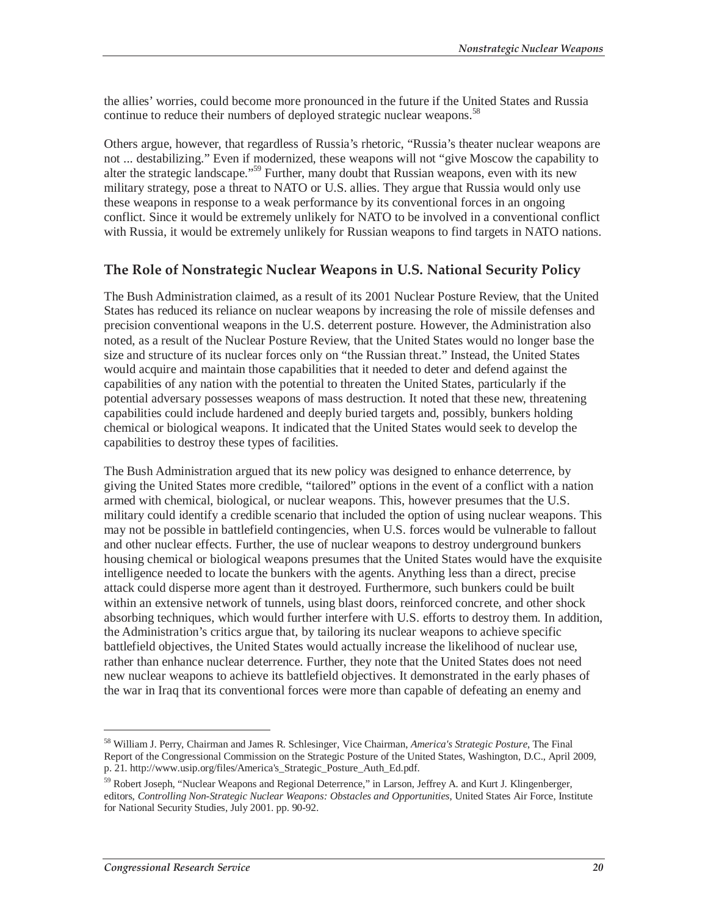the allies' worries, could become more pronounced in the future if the United States and Russia continue to reduce their numbers of deployed strategic nuclear weapons.[58]

Others argue, however, that regardless of Russia's rhetoric, "Russia's theater nuclear weapons are not ... destabilizing." Even if modernized, these weapons will not "give Moscow the capability to alter the strategic landscape."[59] Further, many doubt that Russian weapons, even with its new military strategy, pose a threat to NATO or U.S. allies. They argue that Russia would only use these weapons in response to a weak performance by its conventional forces in an ongoing conflict. Since it would be extremely unlikely for NATO to be involved in a conventional conflict with Russia, it would be extremely unlikely for Russian weapons to find targets in NATO nations.

## The Role of Nonstrategic Nuclear Weapons in U.S. National Security Policy

The Bush Administration claimed, as a result of its 2001 Nuclear Posture Review, that the United States has reduced its reliance on nuclear weapons by increasing the role of missile defenses and precision conventional weapons in the U.S. deterrent posture. However, the Administration also noted, as a result of the Nuclear Posture Review, that the United States would no longer base the size and structure of its nuclear forces only on "the Russian threat." Instead, the United States would acquire and maintain those capabilities that it needed to deter and defend against the capabilities of any nation with the potential to threaten the United States, particularly if the potential adversary possesses weapons of mass destruction. It noted that these new, threatening capabilities could include hardened and deeply buried targets and, possibly, bunkers holding chemical or biological weapons. It indicated that the United States would seek to develop the capabilities to destroy these types of facilities.

The Bush Administration argued that its new policy was designed to enhance deterrence, by giving the United States more credible, "tailored" options in the event of a conflict with a nation armed with chemical, biological, or nuclear weapons. This, however presumes that the U.S. military could identify a credible scenario that included the option of using nuclear weapons. This may not be possible in battlefield contingencies, when U.S. forces would be vulnerable to fallout and other nuclear effects. Further, the use of nuclear weapons to destroy underground bunkers housing chemical or biological weapons presumes that the United States would have the exquisite intelligence needed to locate the bunkers with the agents. Anything less than a direct, precise attack could disperse more agent than it destroyed. Furthermore, such bunkers could be built within an extensive network of tunnels, using blast doors, reinforced concrete, and other shock absorbing techniques, which would further interfere with U.S. efforts to destroy them. In addition, the Administration's critics argue that, by tailoring its nuclear weapons to achieve specific battlefield objectives, the United States would actually increase the likelihood of nuclear use, rather than enhance nuclear deterrence. Further, they note that the United States does not need new nuclear weapons to achieve its battlefield objectives. It demonstrated in the early phases of the war in Iraq that its conventional forces were more than capable of defeating an enemy and

---

[58] William J. Perry, Chairman and James R. Schlesinger, Vice Chairman, *America's Strategic Posture*, The Final Report of the Congressional Commission on the Strategic Posture of the United States, Washington, D.C., April 2009, p. 21. http://www.usip.org/files/America's_Strategic_Posture_Auth_Ed.pdf.

[59] Robert Joseph, "Nuclear Weapons and Regional Deterrence," in Larson, Jeffrey A. and Kurt J. Klingenberger, editors, *Controlling Non-Strategic Nuclear Weapons: Obstacles and Opportunities*, United States Air Force, Institute for National Security Studies, July 2001. pp. 90-92.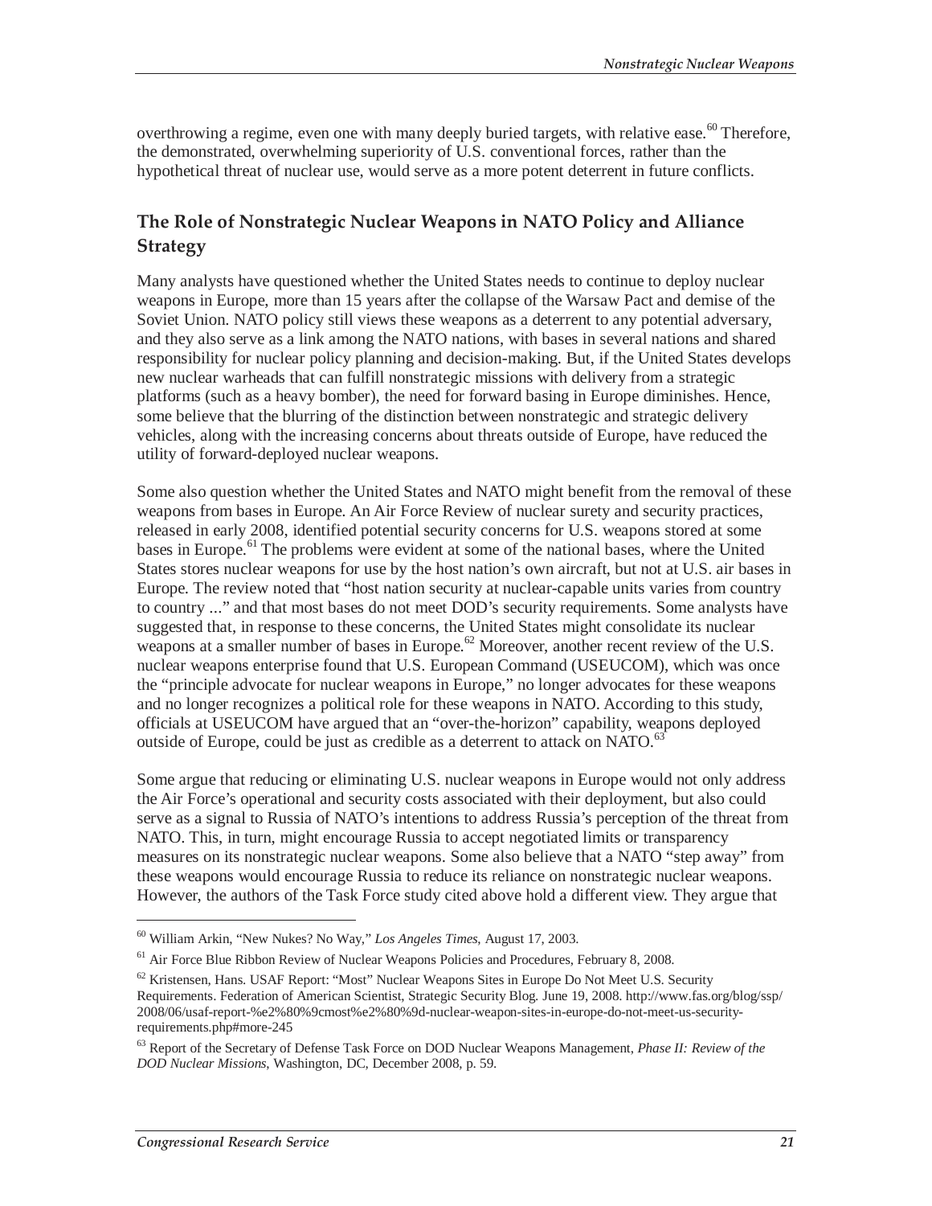overthrowing a regime, even one with many deeply buried targets, with relative ease.[60] Therefore, the demonstrated, overwhelming superiority of U.S. conventional forces, rather than the hypothetical threat of nuclear use, would serve as a more potent deterrent in future conflicts.

## The Role of Nonstrategic Nuclear Weapons in NATO Policy and Alliance Strategy

Many analysts have questioned whether the United States needs to continue to deploy nuclear weapons in Europe, more than 15 years after the collapse of the Warsaw Pact and demise of the Soviet Union. NATO policy still views these weapons as a deterrent to any potential adversary, and they also serve as a link among the NATO nations, with bases in several nations and shared responsibility for nuclear policy planning and decision-making. But, if the United States develops new nuclear warheads that can fulfill nonstrategic missions with delivery from a strategic platforms (such as a heavy bomber), the need for forward basing in Europe diminishes. Hence, some believe that the blurring of the distinction between nonstrategic and strategic delivery vehicles, along with the increasing concerns about threats outside of Europe, have reduced the utility of forward-deployed nuclear weapons.

Some also question whether the United States and NATO might benefit from the removal of these weapons from bases in Europe. An Air Force Review of nuclear surety and security practices, released in early 2008, identified potential security concerns for U.S. weapons stored at some bases in Europe.[61] The problems were evident at some of the national bases, where the United States stores nuclear weapons for use by the host nation's own aircraft, but not at U.S. air bases in Europe. The review noted that "host nation security at nuclear-capable units varies from country to country ..." and that most bases do not meet DOD's security requirements. Some analysts have suggested that, in response to these concerns, the United States might consolidate its nuclear weapons at a smaller number of bases in Europe.[62] Moreover, another recent review of the U.S. nuclear weapons enterprise found that U.S. European Command (USEUCOM), which was once the "principle advocate for nuclear weapons in Europe," no longer advocates for these weapons and no longer recognizes a political role for these weapons in NATO. According to this study, officials at USEUCOM have argued that an "over-the-horizon" capability, weapons deployed outside of Europe, could be just as credible as a deterrent to attack on NATO.[63]

Some argue that reducing or eliminating U.S. nuclear weapons in Europe would not only address the Air Force's operational and security costs associated with their deployment, but also could serve as a signal to Russia of NATO's intentions to address Russia's perception of the threat from NATO. This, in turn, might encourage Russia to accept negotiated limits or transparency measures on its nonstrategic nuclear weapons. Some also believe that a NATO "step away" from these weapons would encourage Russia to reduce its reliance on nonstrategic nuclear weapons. However, the authors of the Task Force study cited above hold a different view. They argue that

---

[60] William Arkin, "New Nukes? No Way," *Los Angeles Times*, August 17, 2003.

[61] Air Force Blue Ribbon Review of Nuclear Weapons Policies and Procedures, February 8, 2008.

[62] Kristensen, Hans. USAF Report: "Most" Nuclear Weapons Sites in Europe Do Not Meet U.S. Security Requirements. Federation of American Scientist, Strategic Security Blog. June 19, 2008. http://www.fas.org/blog/ssp/2008/06/usaf-report-%e2%80%9cmost%e2%80%9d-nuclear-weapon-sites-in-europe-do-not-meet-us-security-requirements.php#more-245

[63] Report of the Secretary of Defense Task Force on DOD Nuclear Weapons Management, *Phase II: Review of the DOD Nuclear Missions*, Washington, DC, December 2008, p. 59.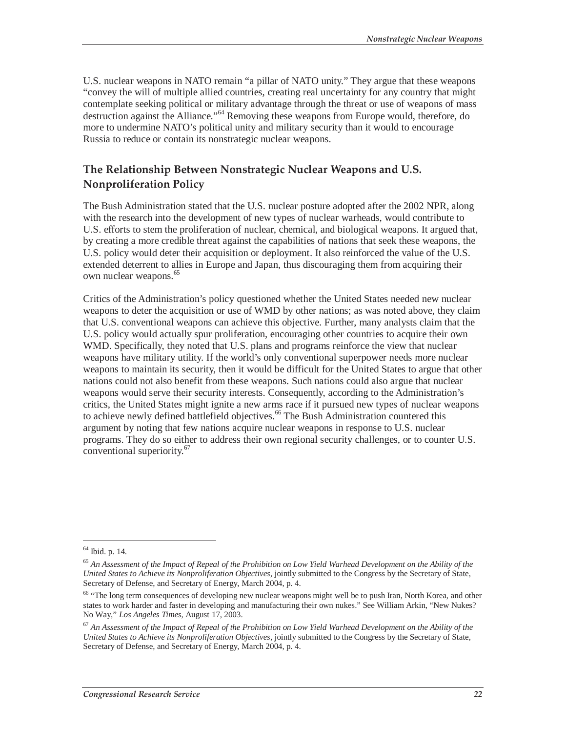U.S. nuclear weapons in NATO remain "a pillar of NATO unity." They argue that these weapons "convey the will of multiple allied countries, creating real uncertainty for any country that might contemplate seeking political or military advantage through the threat or use of weapons of mass destruction against the Alliance."[64] Removing these weapons from Europe would, therefore, do more to undermine NATO's political unity and military security than it would to encourage Russia to reduce or contain its nonstrategic nuclear weapons.

## The Relationship Between Nonstrategic Nuclear Weapons and U.S. Nonproliferation Policy

The Bush Administration stated that the U.S. nuclear posture adopted after the 2002 NPR, along with the research into the development of new types of nuclear warheads, would contribute to U.S. efforts to stem the proliferation of nuclear, chemical, and biological weapons. It argued that, by creating a more credible threat against the capabilities of nations that seek these weapons, the U.S. policy would deter their acquisition or deployment. It also reinforced the value of the U.S. extended deterrent to allies in Europe and Japan, thus discouraging them from acquiring their own nuclear weapons.[65]

Critics of the Administration's policy questioned whether the United States needed new nuclear weapons to deter the acquisition or use of WMD by other nations; as was noted above, they claim that U.S. conventional weapons can achieve this objective. Further, many analysts claim that the U.S. policy would actually spur proliferation, encouraging other countries to acquire their own WMD. Specifically, they noted that U.S. plans and programs reinforce the view that nuclear weapons have military utility. If the world's only conventional superpower needs more nuclear weapons to maintain its security, then it would be difficult for the United States to argue that other nations could not also benefit from these weapons. Such nations could also argue that nuclear weapons would serve their security interests. Consequently, according to the Administration's critics, the United States might ignite a new arms race if it pursued new types of nuclear weapons to achieve newly defined battlefield objectives.[66] The Bush Administration countered this argument by noting that few nations acquire nuclear weapons in response to U.S. nuclear programs. They do so either to address their own regional security challenges, or to counter U.S. conventional superiority.[67]

---

[64] Ibid. p. 14.

[65] *An Assessment of the Impact of Repeal of the Prohibition on Low Yield Warhead Development on the Ability of the United States to Achieve its Nonproliferation Objectives*, jointly submitted to the Congress by the Secretary of State, Secretary of Defense, and Secretary of Energy, March 2004, p. 4.

[66] "The long term consequences of developing new nuclear weapons might well be to push Iran, North Korea, and other states to work harder and faster in developing and manufacturing their own nukes." See William Arkin, "New Nukes? No Way," *Los Angeles Times*, August 17, 2003.

[67] *An Assessment of the Impact of Repeal of the Prohibition on Low Yield Warhead Development on the Ability of the United States to Achieve its Nonproliferation Objectives*, jointly submitted to the Congress by the Secretary of State, Secretary of Defense, and Secretary of Energy, March 2004, p. 4.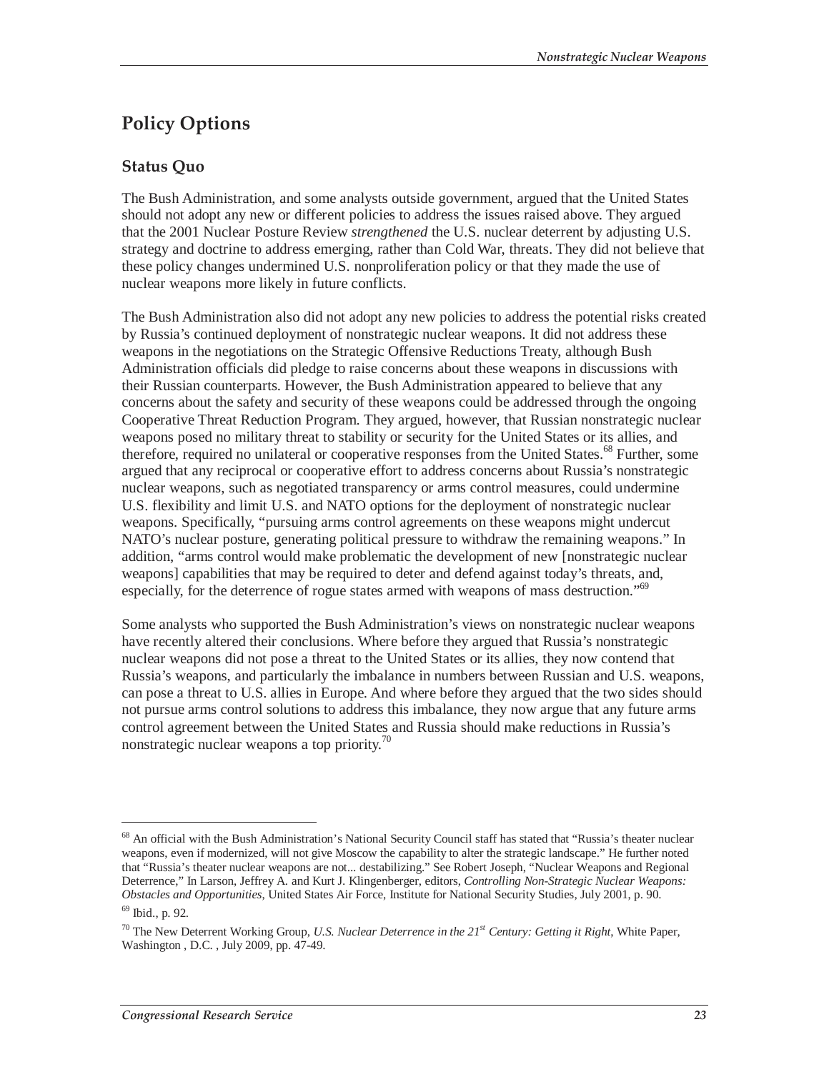## Policy Options

### Status Quo

The Bush Administration, and some analysts outside government, argued that the United States should not adopt any new or different policies to address the issues raised above. They argued that the 2001 Nuclear Posture Review *strengthened* the U.S. nuclear deterrent by adjusting U.S. strategy and doctrine to address emerging, rather than Cold War, threats. They did not believe that these policy changes undermined U.S. nonproliferation policy or that they made the use of nuclear weapons more likely in future conflicts.

The Bush Administration also did not adopt any new policies to address the potential risks created by Russia's continued deployment of nonstrategic nuclear weapons. It did not address these weapons in the negotiations on the Strategic Offensive Reductions Treaty, although Bush Administration officials did pledge to raise concerns about these weapons in discussions with their Russian counterparts. However, the Bush Administration appeared to believe that any concerns about the safety and security of these weapons could be addressed through the ongoing Cooperative Threat Reduction Program. They argued, however, that Russian nonstrategic nuclear weapons posed no military threat to stability or security for the United States or its allies, and therefore, required no unilateral or cooperative responses from the United States.[68] Further, some argued that any reciprocal or cooperative effort to address concerns about Russia's nonstrategic nuclear weapons, such as negotiated transparency or arms control measures, could undermine U.S. flexibility and limit U.S. and NATO options for the deployment of nonstrategic nuclear weapons. Specifically, "pursuing arms control agreements on these weapons might undercut NATO's nuclear posture, generating political pressure to withdraw the remaining weapons." In addition, "arms control would make problematic the development of new [nonstrategic nuclear weapons] capabilities that may be required to deter and defend against today's threats, and, especially, for the deterrence of rogue states armed with weapons of mass destruction."[69]

Some analysts who supported the Bush Administration's views on nonstrategic nuclear weapons have recently altered their conclusions. Where before they argued that Russia's nonstrategic nuclear weapons did not pose a threat to the United States or its allies, they now contend that Russia's weapons, and particularly the imbalance in numbers between Russian and U.S. weapons, can pose a threat to U.S. allies in Europe. And where before they argued that the two sides should not pursue arms control solutions to address this imbalance, they now argue that any future arms control agreement between the United States and Russia should make reductions in Russia's nonstrategic nuclear weapons a top priority.[70]

---

[68] An official with the Bush Administration's National Security Council staff has stated that "Russia's theater nuclear weapons, even if modernized, will not give Moscow the capability to alter the strategic landscape." He further noted that "Russia's theater nuclear weapons are not... destabilizing." See Robert Joseph, "Nuclear Weapons and Regional Deterrence," In Larson, Jeffrey A. and Kurt J. Klingenberger, editors, *Controlling Non-Strategic Nuclear Weapons: Obstacles and Opportunities*, United States Air Force, Institute for National Security Studies, July 2001, p. 90.

[69] Ibid., p. 92.

[70] The New Deterrent Working Group, *U.S. Nuclear Deterrence in the 21st Century: Getting it Right*, White Paper, Washington , D.C. , July 2009, pp. 47-49.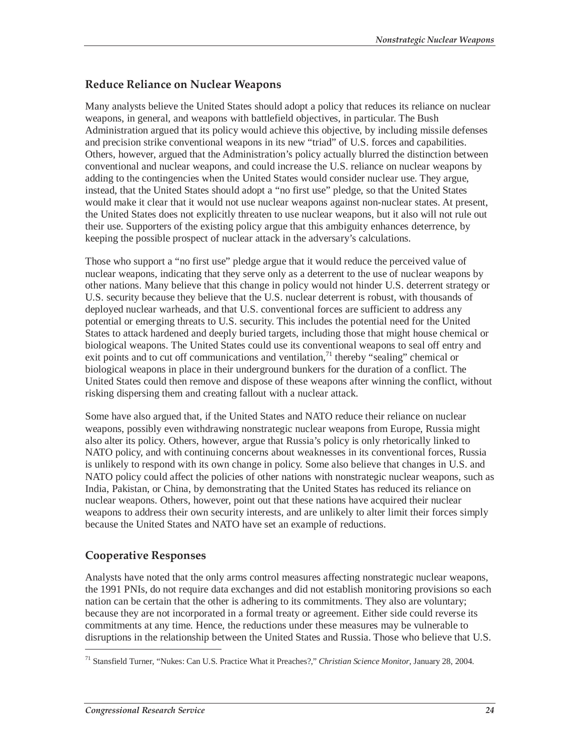## Reduce Reliance on Nuclear Weapons

Many analysts believe the United States should adopt a policy that reduces its reliance on nuclear weapons, in general, and weapons with battlefield objectives, in particular. The Bush Administration argued that its policy would achieve this objective, by including missile defenses and precision strike conventional weapons in its new "triad" of U.S. forces and capabilities. Others, however, argued that the Administration's policy actually blurred the distinction between conventional and nuclear weapons, and could increase the U.S. reliance on nuclear weapons by adding to the contingencies when the United States would consider nuclear use. They argue, instead, that the United States should adopt a "no first use" pledge, so that the United States would make it clear that it would not use nuclear weapons against non-nuclear states. At present, the United States does not explicitly threaten to use nuclear weapons, but it also will not rule out their use. Supporters of the existing policy argue that this ambiguity enhances deterrence, by keeping the possible prospect of nuclear attack in the adversary's calculations.

Those who support a "no first use" pledge argue that it would reduce the perceived value of nuclear weapons, indicating that they serve only as a deterrent to the use of nuclear weapons by other nations. Many believe that this change in policy would not hinder U.S. deterrent strategy or U.S. security because they believe that the U.S. nuclear deterrent is robust, with thousands of deployed nuclear warheads, and that U.S. conventional forces are sufficient to address any potential or emerging threats to U.S. security. This includes the potential need for the United States to attack hardened and deeply buried targets, including those that might house chemical or biological weapons. The United States could use its conventional weapons to seal off entry and exit points and to cut off communications and ventilation,[71] thereby "sealing" chemical or biological weapons in place in their underground bunkers for the duration of a conflict. The United States could then remove and dispose of these weapons after winning the conflict, without risking dispersing them and creating fallout with a nuclear attack.

Some have also argued that, if the United States and NATO reduce their reliance on nuclear weapons, possibly even withdrawing nonstrategic nuclear weapons from Europe, Russia might also alter its policy. Others, however, argue that Russia's policy is only rhetorically linked to NATO policy, and with continuing concerns about weaknesses in its conventional forces, Russia is unlikely to respond with its own change in policy. Some also believe that changes in U.S. and NATO policy could affect the policies of other nations with nonstrategic nuclear weapons, such as India, Pakistan, or China, by demonstrating that the United States has reduced its reliance on nuclear weapons. Others, however, point out that these nations have acquired their nuclear weapons to address their own security interests, and are unlikely to alter limit their forces simply because the United States and NATO have set an example of reductions.

## Cooperative Responses

Analysts have noted that the only arms control measures affecting nonstrategic nuclear weapons, the 1991 PNIs, do not require data exchanges and did not establish monitoring provisions so each nation can be certain that the other is adhering to its commitments. They also are voluntary; because they are not incorporated in a formal treaty or agreement. Either side could reverse its commitments at any time. Hence, the reductions under these measures may be vulnerable to disruptions in the relationship between the United States and Russia. Those who believe that U.S.

---

[71] Stansfield Turner, "Nukes: Can U.S. Practice What it Preaches?," *Christian Science Monitor*, January 28, 2004.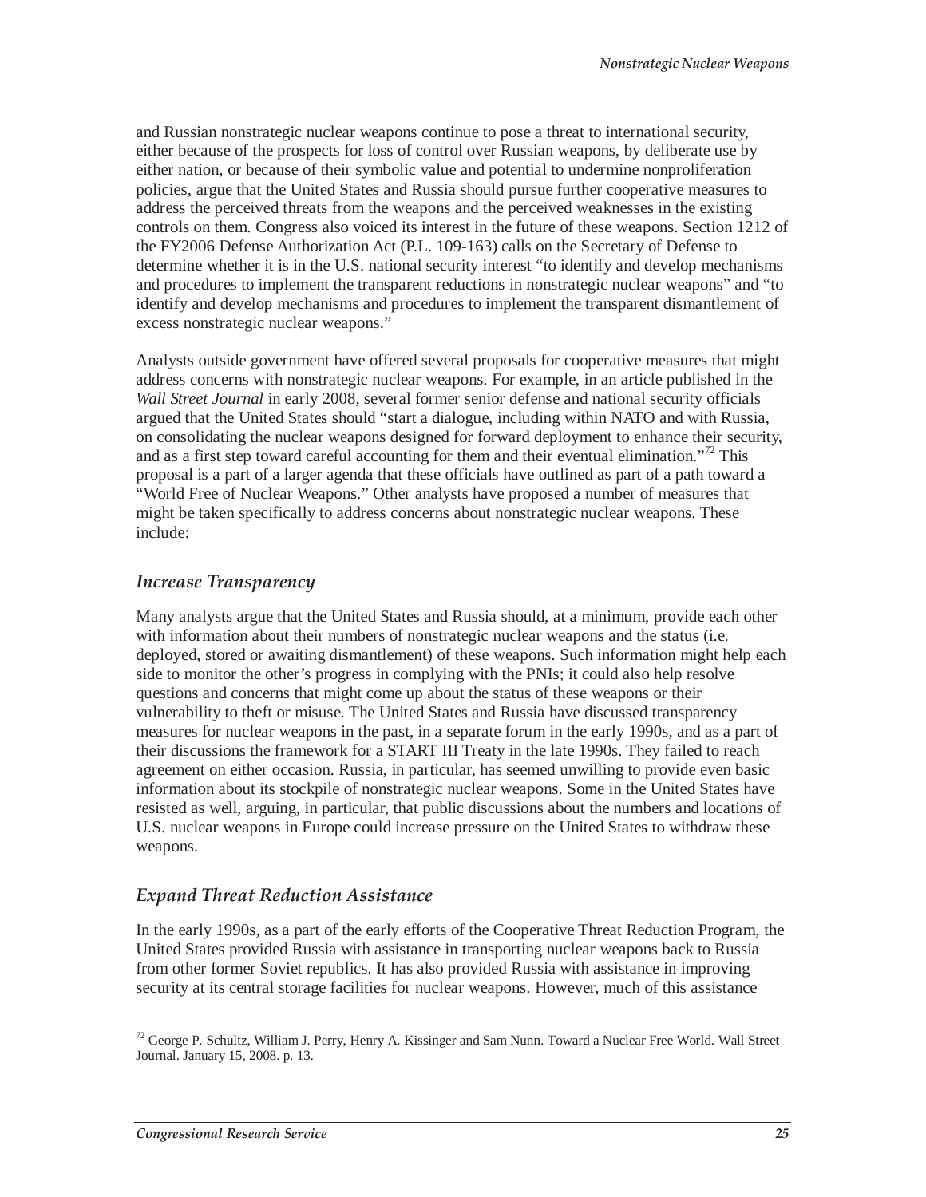and Russian nonstrategic nuclear weapons continue to pose a threat to international security, either because of the prospects for loss of control over Russian weapons, by deliberate use by either nation, or because of their symbolic value and potential to undermine nonproliferation policies, argue that the United States and Russia should pursue further cooperative measures to address the perceived threats from the weapons and the perceived weaknesses in the existing controls on them. Congress also voiced its interest in the future of these weapons. Section 1212 of the FY2006 Defense Authorization Act (P.L. 109-163) calls on the Secretary of Defense to determine whether it is in the U.S. national security interest "to identify and develop mechanisms and procedures to implement the transparent reductions in nonstrategic nuclear weapons" and "to identify and develop mechanisms and procedures to implement the transparent dismantlement of excess nonstrategic nuclear weapons."

Analysts outside government have offered several proposals for cooperative measures that might address concerns with nonstrategic nuclear weapons. For example, in an article published in the *Wall Street Journal* in early 2008, several former senior defense and national security officials argued that the United States should "start a dialogue, including within NATO and with Russia, on consolidating the nuclear weapons designed for forward deployment to enhance their security, and as a first step toward careful accounting for them and their eventual elimination."[72] This proposal is a part of a larger agenda that these officials have outlined as part of a path toward a "World Free of Nuclear Weapons." Other analysts have proposed a number of measures that might be taken specifically to address concerns about nonstrategic nuclear weapons. These include:

## *Increase Transparency*

Many analysts argue that the United States and Russia should, at a minimum, provide each other with information about their numbers of nonstrategic nuclear weapons and the status (i.e. deployed, stored or awaiting dismantlement) of these weapons. Such information might help each side to monitor the other's progress in complying with the PNIs; it could also help resolve questions and concerns that might come up about the status of these weapons or their vulnerability to theft or misuse. The United States and Russia have discussed transparency measures for nuclear weapons in the past, in a separate forum in the early 1990s, and as a part of their discussions the framework for a START III Treaty in the late 1990s. They failed to reach agreement on either occasion. Russia, in particular, has seemed unwilling to provide even basic information about its stockpile of nonstrategic nuclear weapons. Some in the United States have resisted as well, arguing, in particular, that public discussions about the numbers and locations of U.S. nuclear weapons in Europe could increase pressure on the United States to withdraw these weapons.

## *Expand Threat Reduction Assistance*

In the early 1990s, as a part of the early efforts of the Cooperative Threat Reduction Program, the United States provided Russia with assistance in transporting nuclear weapons back to Russia from other former Soviet republics. It has also provided Russia with assistance in improving security at its central storage facilities for nuclear weapons. However, much of this assistance

---

[72] George P. Schultz, William J. Perry, Henry A. Kissinger and Sam Nunn. Toward a Nuclear Free World. Wall Street Journal. January 15, 2008. p. 13.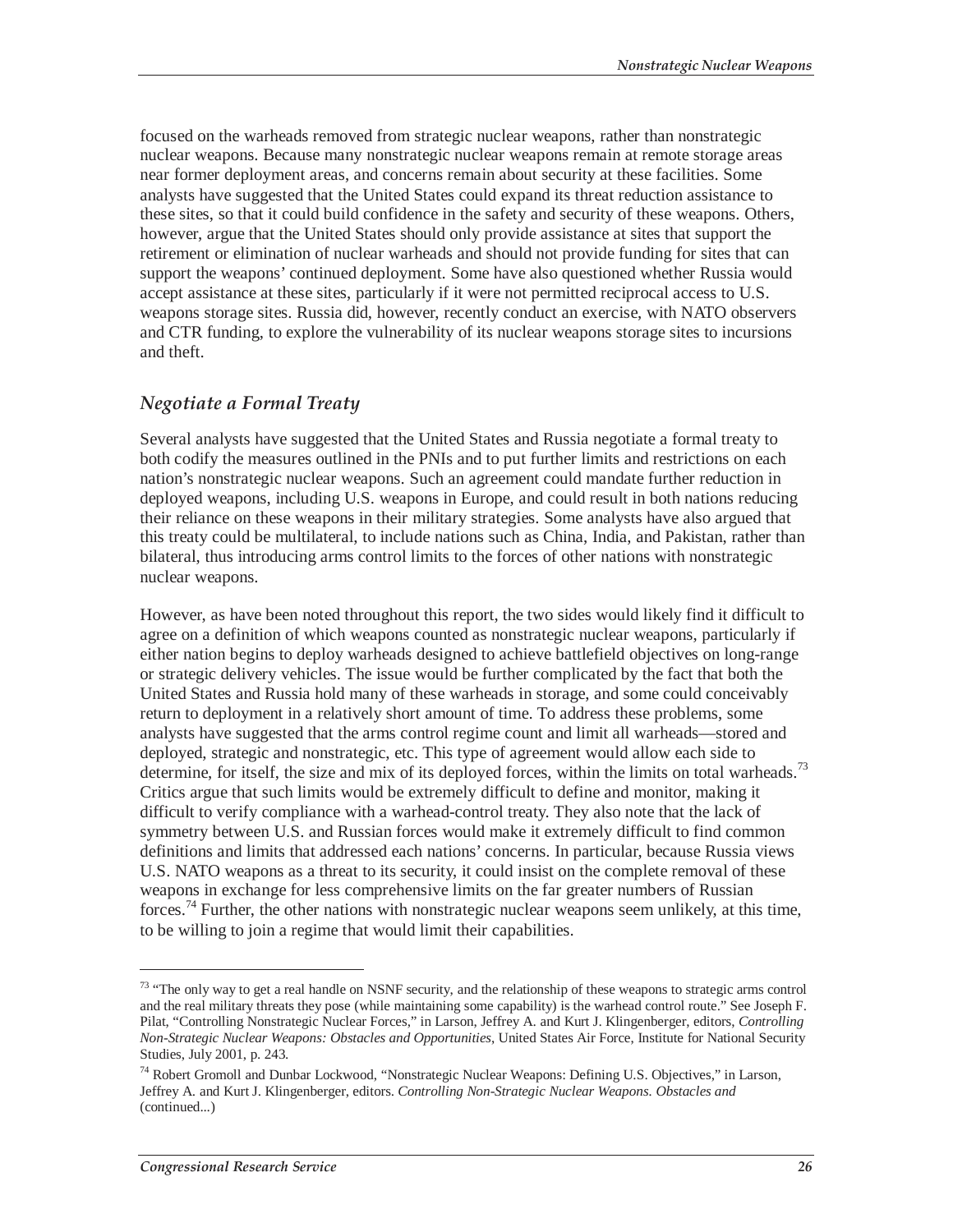focused on the warheads removed from strategic nuclear weapons, rather than nonstrategic nuclear weapons. Because many nonstrategic nuclear weapons remain at remote storage areas near former deployment areas, and concerns remain about security at these facilities. Some analysts have suggested that the United States could expand its threat reduction assistance to these sites, so that it could build confidence in the safety and security of these weapons. Others, however, argue that the United States should only provide assistance at sites that support the retirement or elimination of nuclear warheads and should not provide funding for sites that can support the weapons' continued deployment. Some have also questioned whether Russia would accept assistance at these sites, particularly if it were not permitted reciprocal access to U.S. weapons storage sites. Russia did, however, recently conduct an exercise, with NATO observers and CTR funding, to explore the vulnerability of its nuclear weapons storage sites to incursions and theft.

### *Negotiate a Formal Treaty*

Several analysts have suggested that the United States and Russia negotiate a formal treaty to both codify the measures outlined in the PNIs and to put further limits and restrictions on each nation's nonstrategic nuclear weapons. Such an agreement could mandate further reduction in deployed weapons, including U.S. weapons in Europe, and could result in both nations reducing their reliance on these weapons in their military strategies. Some analysts have also argued that this treaty could be multilateral, to include nations such as China, India, and Pakistan, rather than bilateral, thus introducing arms control limits to the forces of other nations with nonstrategic nuclear weapons.

However, as have been noted throughout this report, the two sides would likely find it difficult to agree on a definition of which weapons counted as nonstrategic nuclear weapons, particularly if either nation begins to deploy warheads designed to achieve battlefield objectives on long-range or strategic delivery vehicles. The issue would be further complicated by the fact that both the United States and Russia hold many of these warheads in storage, and some could conceivably return to deployment in a relatively short amount of time. To address these problems, some analysts have suggested that the arms control regime count and limit all warheads—stored and deployed, strategic and nonstrategic, etc. This type of agreement would allow each side to determine, for itself, the size and mix of its deployed forces, within the limits on total warheads.[73] Critics argue that such limits would be extremely difficult to define and monitor, making it difficult to verify compliance with a warhead-control treaty. They also note that the lack of symmetry between U.S. and Russian forces would make it extremely difficult to find common definitions and limits that addressed each nations' concerns. In particular, because Russia views U.S. NATO weapons as a threat to its security, it could insist on the complete removal of these weapons in exchange for less comprehensive limits on the far greater numbers of Russian forces.[74] Further, the other nations with nonstrategic nuclear weapons seem unlikely, at this time, to be willing to join a regime that would limit their capabilities.

---

[73] "The only way to get a real handle on NSNF security, and the relationship of these weapons to strategic arms control and the real military threats they pose (while maintaining some capability) is the warhead control route." See Joseph F. Pilat, "Controlling Nonstrategic Nuclear Forces," in Larson, Jeffrey A. and Kurt J. Klingenberger, editors, *Controlling Non-Strategic Nuclear Weapons: Obstacles and Opportunities*, United States Air Force, Institute for National Security Studies, July 2001, p. 243.

[74] Robert Gromoll and Dunbar Lockwood, "Nonstrategic Nuclear Weapons: Defining U.S. Objectives," in Larson, Jeffrey A. and Kurt J. Klingenberger, editors. *Controlling Non-Strategic Nuclear Weapons. Obstacles and* (continued...)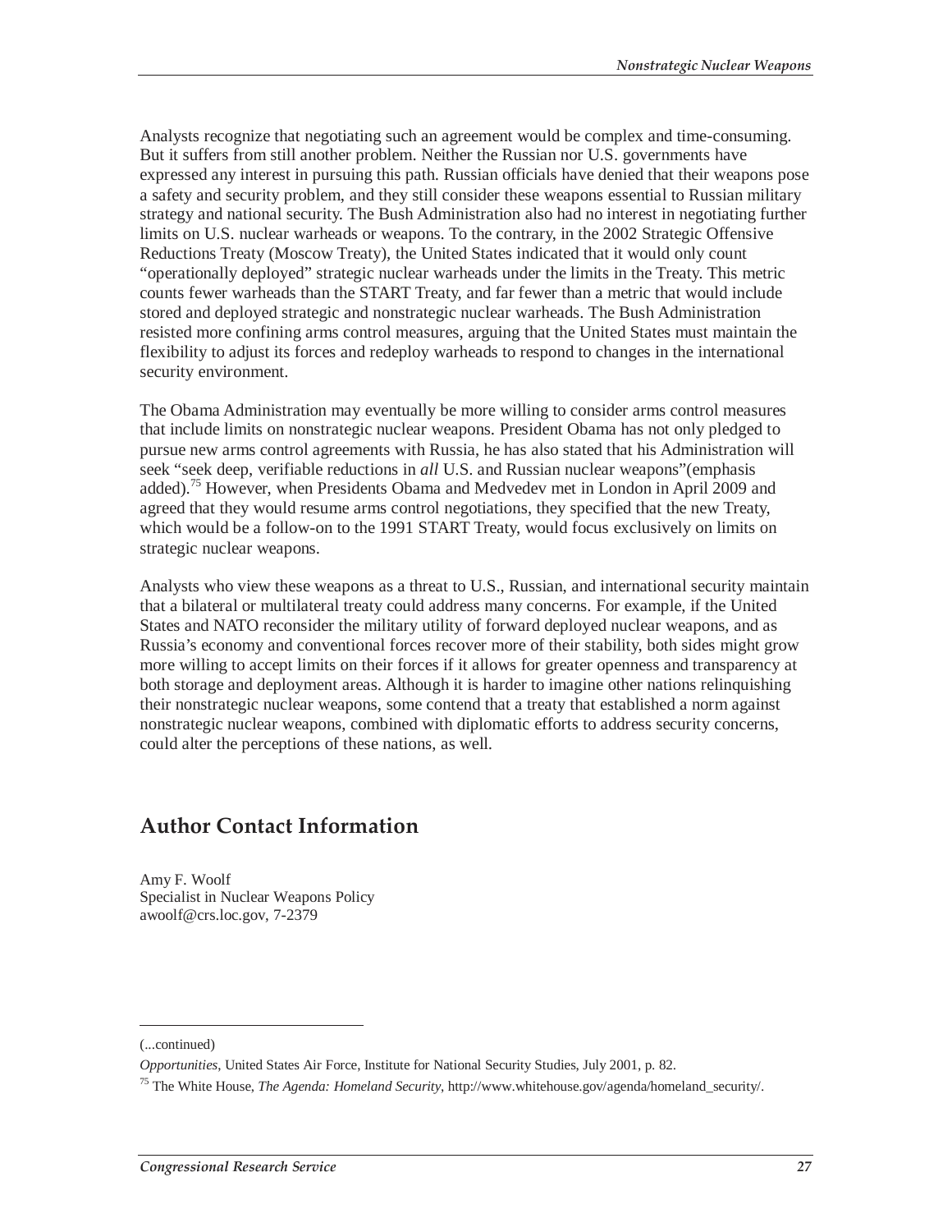Analysts recognize that negotiating such an agreement would be complex and time-consuming. But it suffers from still another problem. Neither the Russian nor U.S. governments have expressed any interest in pursuing this path. Russian officials have denied that their weapons pose a safety and security problem, and they still consider these weapons essential to Russian military strategy and national security. The Bush Administration also had no interest in negotiating further limits on U.S. nuclear warheads or weapons. To the contrary, in the 2002 Strategic Offensive Reductions Treaty (Moscow Treaty), the United States indicated that it would only count "operationally deployed" strategic nuclear warheads under the limits in the Treaty. This metric counts fewer warheads than the START Treaty, and far fewer than a metric that would include stored and deployed strategic and nonstrategic nuclear warheads. The Bush Administration resisted more confining arms control measures, arguing that the United States must maintain the flexibility to adjust its forces and redeploy warheads to respond to changes in the international security environment.

The Obama Administration may eventually be more willing to consider arms control measures that include limits on nonstrategic nuclear weapons. President Obama has not only pledged to pursue new arms control agreements with Russia, he has also stated that his Administration will seek "seek deep, verifiable reductions in *all* U.S. and Russian nuclear weapons"(emphasis added).[75] However, when Presidents Obama and Medvedev met in London in April 2009 and agreed that they would resume arms control negotiations, they specified that the new Treaty, which would be a follow-on to the 1991 START Treaty, would focus exclusively on limits on strategic nuclear weapons.

Analysts who view these weapons as a threat to U.S., Russian, and international security maintain that a bilateral or multilateral treaty could address many concerns. For example, if the United States and NATO reconsider the military utility of forward deployed nuclear weapons, and as Russia's economy and conventional forces recover more of their stability, both sides might grow more willing to accept limits on their forces if it allows for greater openness and transparency at both storage and deployment areas. Although it is harder to imagine other nations relinquishing their nonstrategic nuclear weapons, some contend that a treaty that established a norm against nonstrategic nuclear weapons, combined with diplomatic efforts to address security concerns, could alter the perceptions of these nations, as well.

## Author Contact Information

Amy F. Woolf
Specialist in Nuclear Weapons Policy
awoolf@crs.loc.gov, 7-2379

---

(...continued)

*Opportunities*, United States Air Force, Institute for National Security Studies, July 2001, p. 82.

[75] The White House, *The Agenda: Homeland Security*, http://www.whitehouse.gov/agenda/homeland_security/.